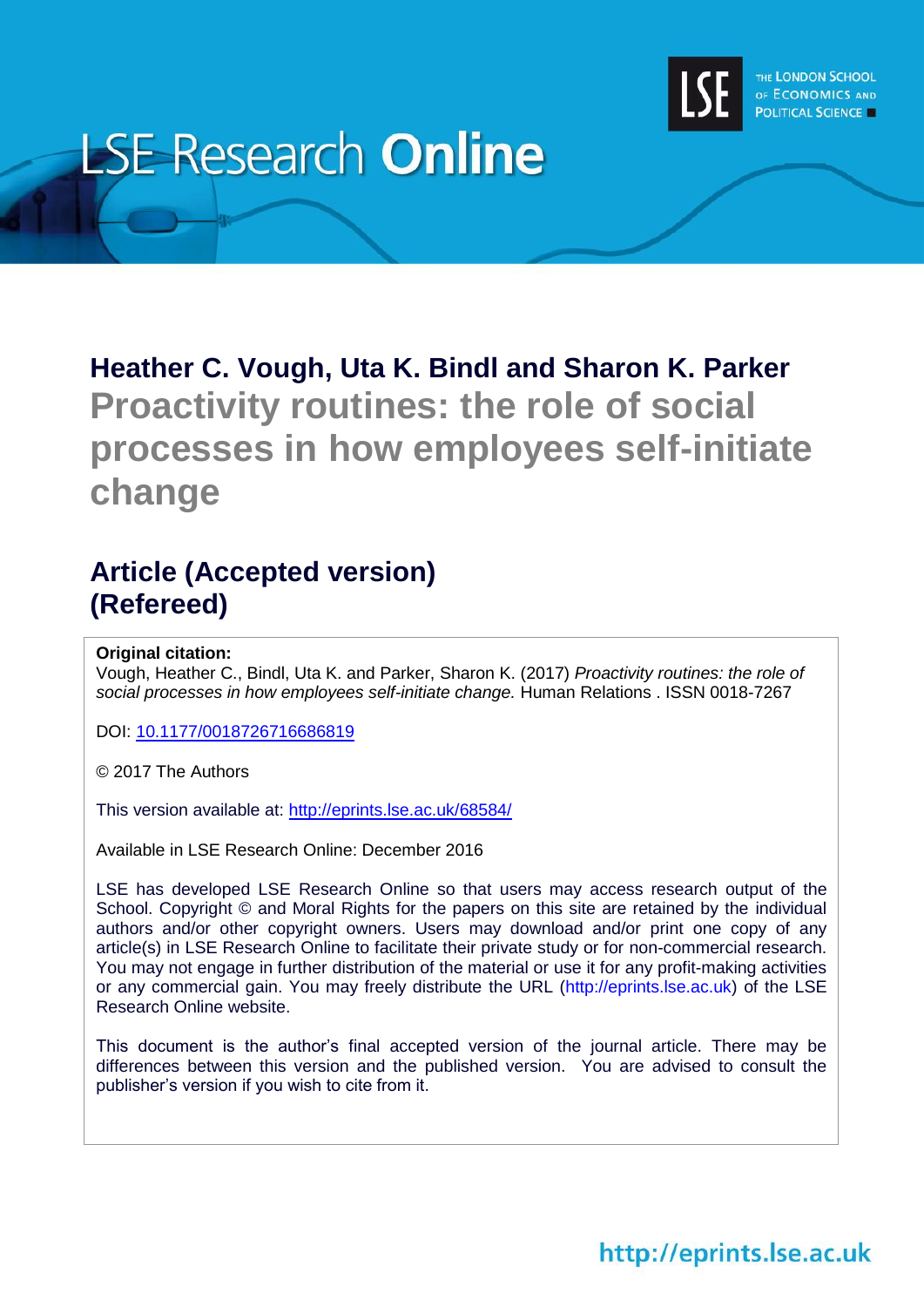# LSE Research Online

**Heather C. Vough, Uta K. Bindl and Sharon K. Parker**

## Proactivity routines: the role of social processes in how employees self-initiate change

## Article (Accepted version) (Refereed)

**Original citation:**
Vough, Heather C., Bindl, Uta K. and Parker, Sharon K. (2017) *Proactivity routines: the role of social processes in how employees self-initiate change.* Human Relations . ISSN 0018-7267

DOI: 10.1177/0018726716686819

© 2017 The Authors

This version available at: http://eprints.lse.ac.uk/68584/

Available in LSE Research Online: December 2016

LSE has developed LSE Research Online so that users may access research output of the School. Copyright © and Moral Rights for the papers on this site are retained by the individual authors and/or other copyright owners. Users may download and/or print one copy of any article(s) in LSE Research Online to facilitate their private study or for non-commercial research. You may not engage in further distribution of the material or use it for any profit-making activities or any commercial gain. You may freely distribute the URL (http://eprints.lse.ac.uk) of the LSE Research Online website.

This document is the author's final accepted version of the journal article. There may be differences between this version and the published version. You are advised to consult the publisher's version if you wish to cite from it.

http://eprints.lse.ac.uk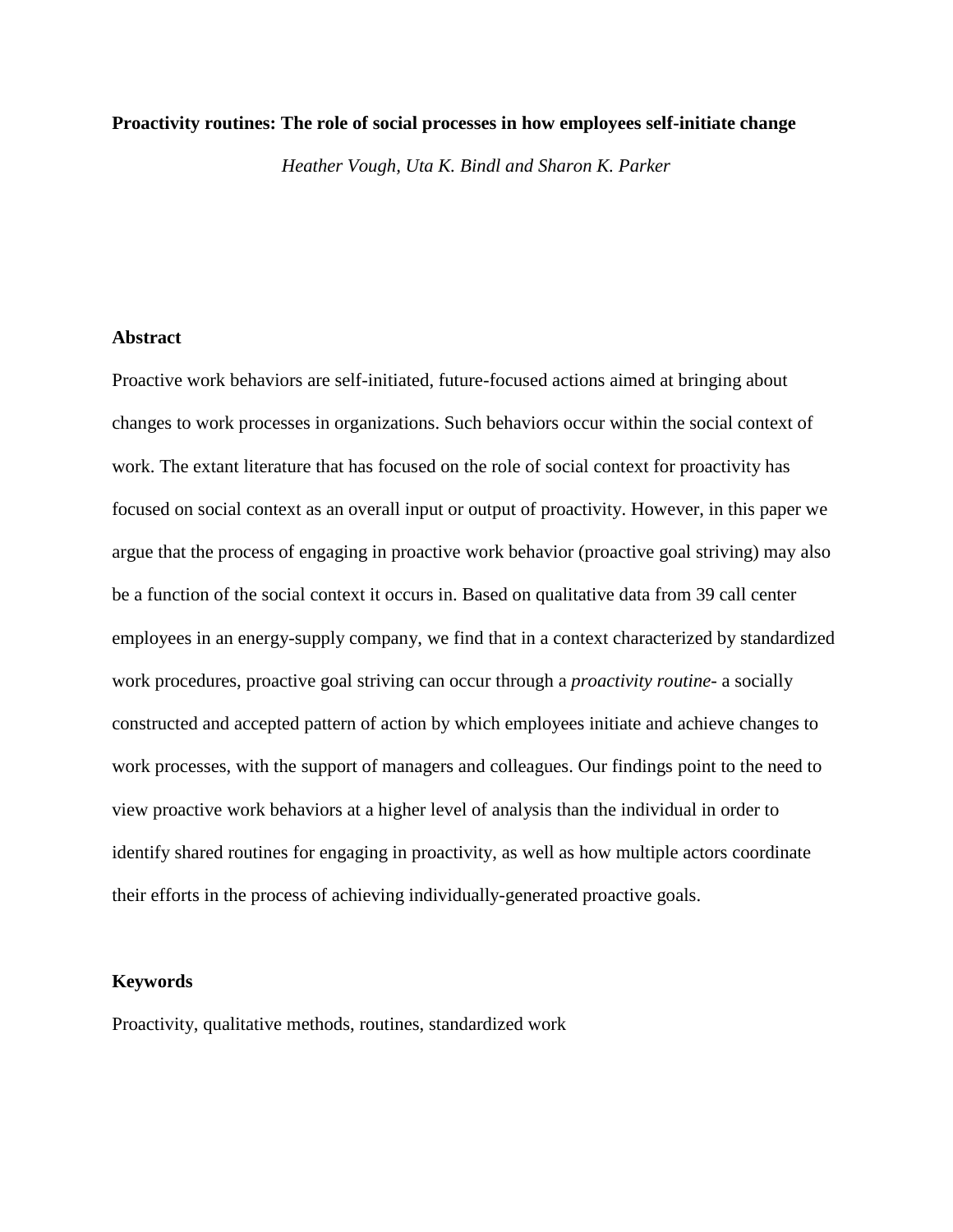**Proactivity routines: The role of social processes in how employees self-initiate change**

*Heather Vough, Uta K. Bindl and Sharon K. Parker*

**Abstract**

Proactive work behaviors are self-initiated, future-focused actions aimed at bringing about changes to work processes in organizations. Such behaviors occur within the social context of work. The extant literature that has focused on the role of social context for proactivity has focused on social context as an overall input or output of proactivity. However, in this paper we argue that the process of engaging in proactive work behavior (proactive goal striving) may also be a function of the social context it occurs in. Based on qualitative data from 39 call center employees in an energy-supply company, we find that in a context characterized by standardized work procedures, proactive goal striving can occur through a *proactivity routine*- a socially constructed and accepted pattern of action by which employees initiate and achieve changes to work processes, with the support of managers and colleagues. Our findings point to the need to view proactive work behaviors at a higher level of analysis than the individual in order to identify shared routines for engaging in proactivity, as well as how multiple actors coordinate their efforts in the process of achieving individually-generated proactive goals.

**Keywords**

Proactivity, qualitative methods, routines, standardized work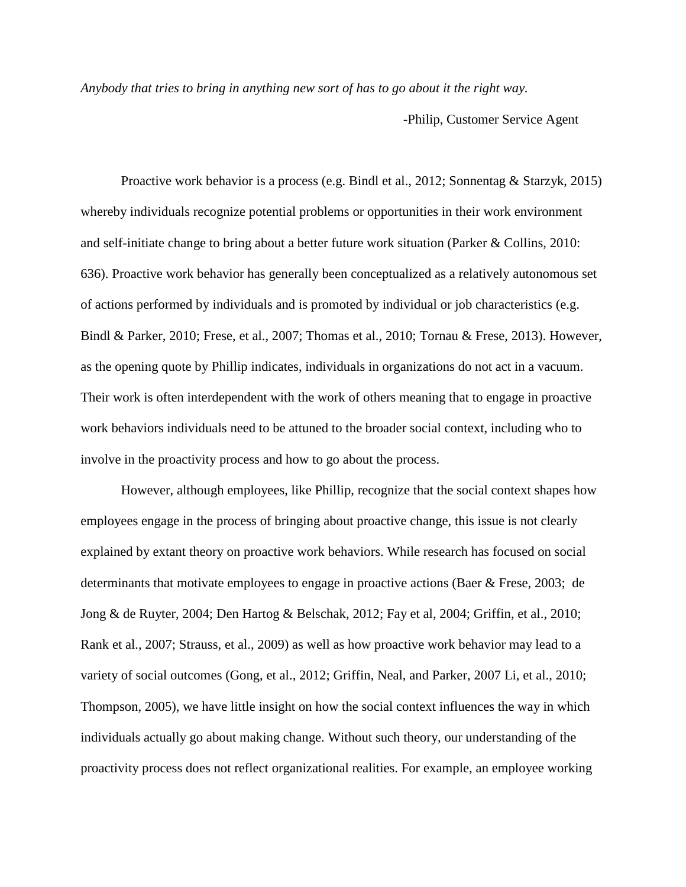*Anybody that tries to bring in anything new sort of has to go about it the right way.*

-Philip, Customer Service Agent

Proactive work behavior is a process (e.g. Bindl et al., 2012; Sonnentag & Starzyk, 2015) whereby individuals recognize potential problems or opportunities in their work environment and self-initiate change to bring about a better future work situation (Parker & Collins, 2010: 636). Proactive work behavior has generally been conceptualized as a relatively autonomous set of actions performed by individuals and is promoted by individual or job characteristics (e.g. Bindl & Parker, 2010; Frese, et al., 2007; Thomas et al., 2010; Tornau & Frese, 2013). However, as the opening quote by Phillip indicates, individuals in organizations do not act in a vacuum. Their work is often interdependent with the work of others meaning that to engage in proactive work behaviors individuals need to be attuned to the broader social context, including who to involve in the proactivity process and how to go about the process.

However, although employees, like Phillip, recognize that the social context shapes how employees engage in the process of bringing about proactive change, this issue is not clearly explained by extant theory on proactive work behaviors. While research has focused on social determinants that motivate employees to engage in proactive actions (Baer & Frese, 2003; de Jong & de Ruyter, 2004; Den Hartog & Belschak, 2012; Fay et al, 2004; Griffin, et al., 2010; Rank et al., 2007; Strauss, et al., 2009) as well as how proactive work behavior may lead to a variety of social outcomes (Gong, et al., 2012; Griffin, Neal, and Parker, 2007 Li, et al., 2010; Thompson, 2005), we have little insight on how the social context influences the way in which individuals actually go about making change. Without such theory, our understanding of the proactivity process does not reflect organizational realities. For example, an employee working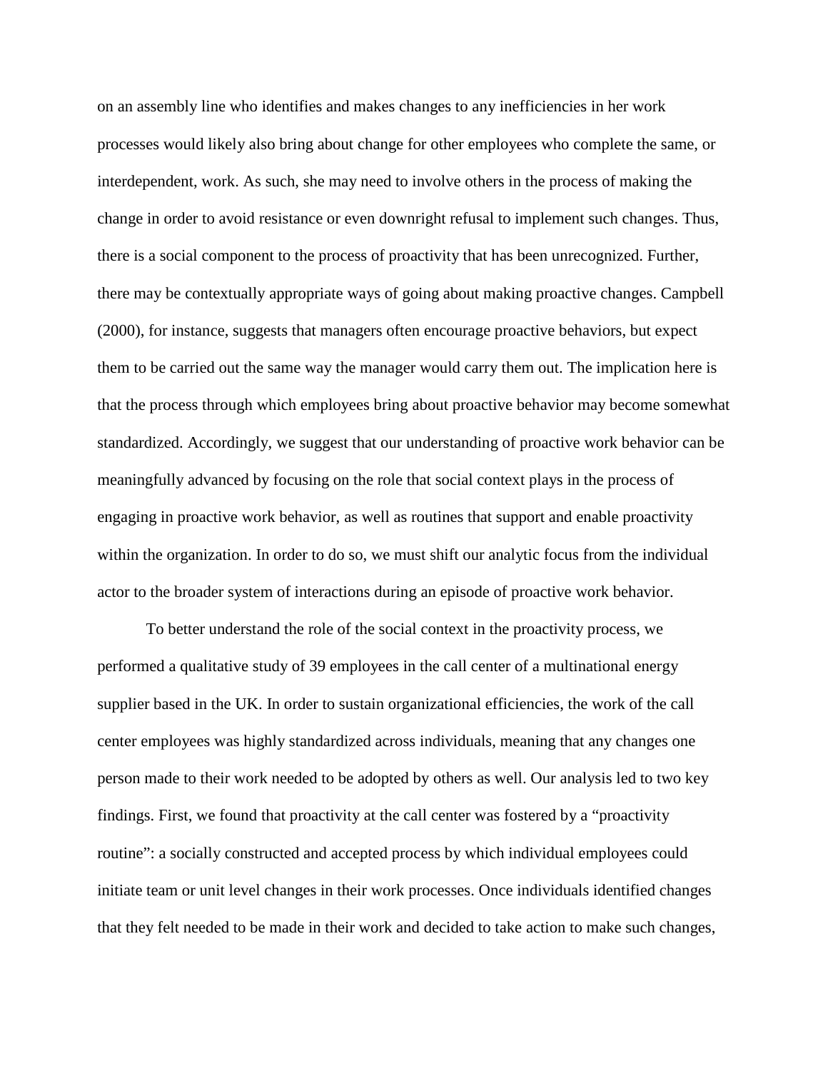on an assembly line who identifies and makes changes to any inefficiencies in her work processes would likely also bring about change for other employees who complete the same, or interdependent, work. As such, she may need to involve others in the process of making the change in order to avoid resistance or even downright refusal to implement such changes. Thus, there is a social component to the process of proactivity that has been unrecognized. Further, there may be contextually appropriate ways of going about making proactive changes. Campbell (2000), for instance, suggests that managers often encourage proactive behaviors, but expect them to be carried out the same way the manager would carry them out. The implication here is that the process through which employees bring about proactive behavior may become somewhat standardized. Accordingly, we suggest that our understanding of proactive work behavior can be meaningfully advanced by focusing on the role that social context plays in the process of engaging in proactive work behavior, as well as routines that support and enable proactivity within the organization. In order to do so, we must shift our analytic focus from the individual actor to the broader system of interactions during an episode of proactive work behavior.

To better understand the role of the social context in the proactivity process, we performed a qualitative study of 39 employees in the call center of a multinational energy supplier based in the UK. In order to sustain organizational efficiencies, the work of the call center employees was highly standardized across individuals, meaning that any changes one person made to their work needed to be adopted by others as well. Our analysis led to two key findings. First, we found that proactivity at the call center was fostered by a "proactivity routine": a socially constructed and accepted process by which individual employees could initiate team or unit level changes in their work processes. Once individuals identified changes that they felt needed to be made in their work and decided to take action to make such changes,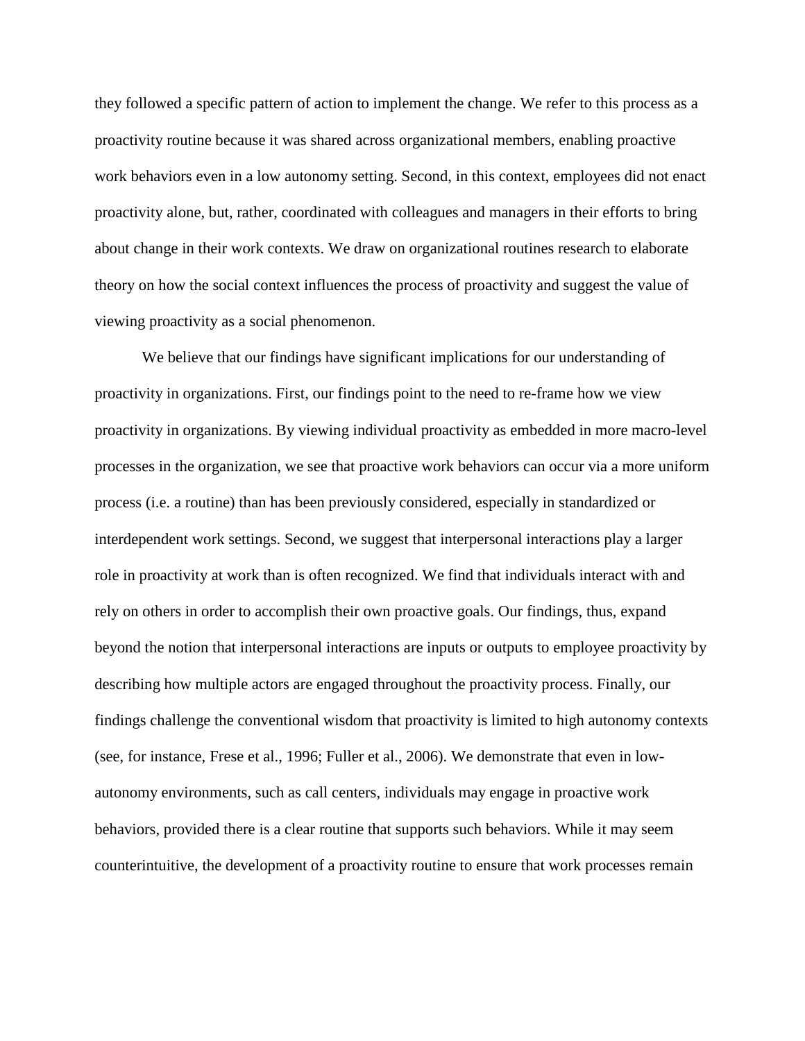they followed a specific pattern of action to implement the change. We refer to this process as a proactivity routine because it was shared across organizational members, enabling proactive work behaviors even in a low autonomy setting. Second, in this context, employees did not enact proactivity alone, but, rather, coordinated with colleagues and managers in their efforts to bring about change in their work contexts. We draw on organizational routines research to elaborate theory on how the social context influences the process of proactivity and suggest the value of viewing proactivity as a social phenomenon.

We believe that our findings have significant implications for our understanding of proactivity in organizations. First, our findings point to the need to re-frame how we view proactivity in organizations. By viewing individual proactivity as embedded in more macro-level processes in the organization, we see that proactive work behaviors can occur via a more uniform process (i.e. a routine) than has been previously considered, especially in standardized or interdependent work settings. Second, we suggest that interpersonal interactions play a larger role in proactivity at work than is often recognized. We find that individuals interact with and rely on others in order to accomplish their own proactive goals. Our findings, thus, expand beyond the notion that interpersonal interactions are inputs or outputs to employee proactivity by describing how multiple actors are engaged throughout the proactivity process. Finally, our findings challenge the conventional wisdom that proactivity is limited to high autonomy contexts (see, for instance, Frese et al., 1996; Fuller et al., 2006). We demonstrate that even in low-autonomy environments, such as call centers, individuals may engage in proactive work behaviors, provided there is a clear routine that supports such behaviors. While it may seem counterintuitive, the development of a proactivity routine to ensure that work processes remain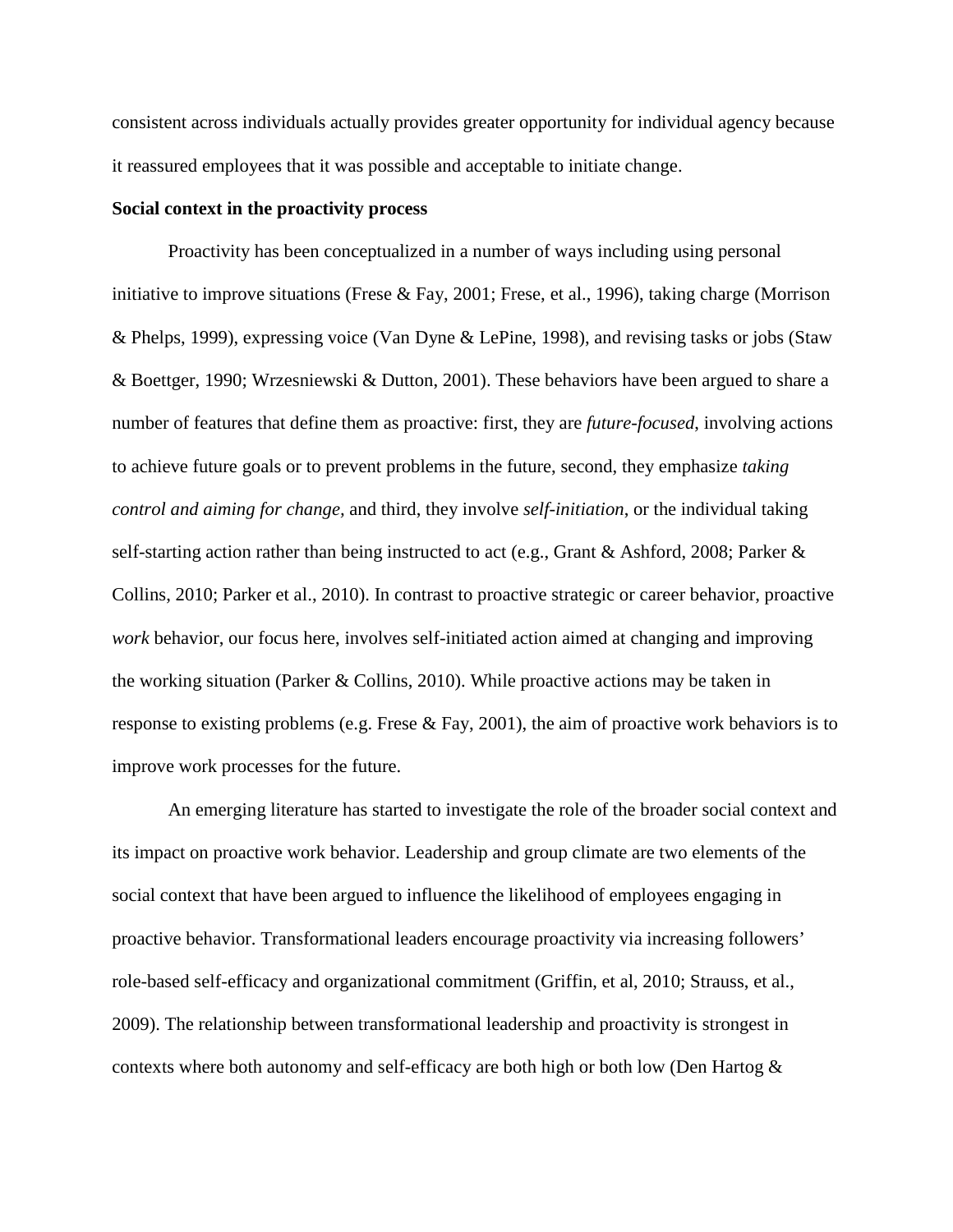consistent across individuals actually provides greater opportunity for individual agency because it reassured employees that it was possible and acceptable to initiate change.

**Social context in the proactivity process**

Proactivity has been conceptualized in a number of ways including using personal initiative to improve situations (Frese & Fay, 2001; Frese, et al., 1996), taking charge (Morrison & Phelps, 1999), expressing voice (Van Dyne & LePine, 1998), and revising tasks or jobs (Staw & Boettger, 1990; Wrzesniewski & Dutton, 2001). These behaviors have been argued to share a number of features that define them as proactive: first, they are *future-focused*, involving actions to achieve future goals or to prevent problems in the future, second, they emphasize *taking control and aiming for change*, and third, they involve *self-initiation*, or the individual taking self-starting action rather than being instructed to act (e.g., Grant & Ashford, 2008; Parker & Collins, 2010; Parker et al., 2010). In contrast to proactive strategic or career behavior, proactive *work* behavior, our focus here, involves self-initiated action aimed at changing and improving the working situation (Parker & Collins, 2010). While proactive actions may be taken in response to existing problems (e.g. Frese & Fay, 2001), the aim of proactive work behaviors is to improve work processes for the future.

An emerging literature has started to investigate the role of the broader social context and its impact on proactive work behavior. Leadership and group climate are two elements of the social context that have been argued to influence the likelihood of employees engaging in proactive behavior. Transformational leaders encourage proactivity via increasing followers' role-based self-efficacy and organizational commitment (Griffin, et al, 2010; Strauss, et al., 2009). The relationship between transformational leadership and proactivity is strongest in contexts where both autonomy and self-efficacy are both high or both low (Den Hartog &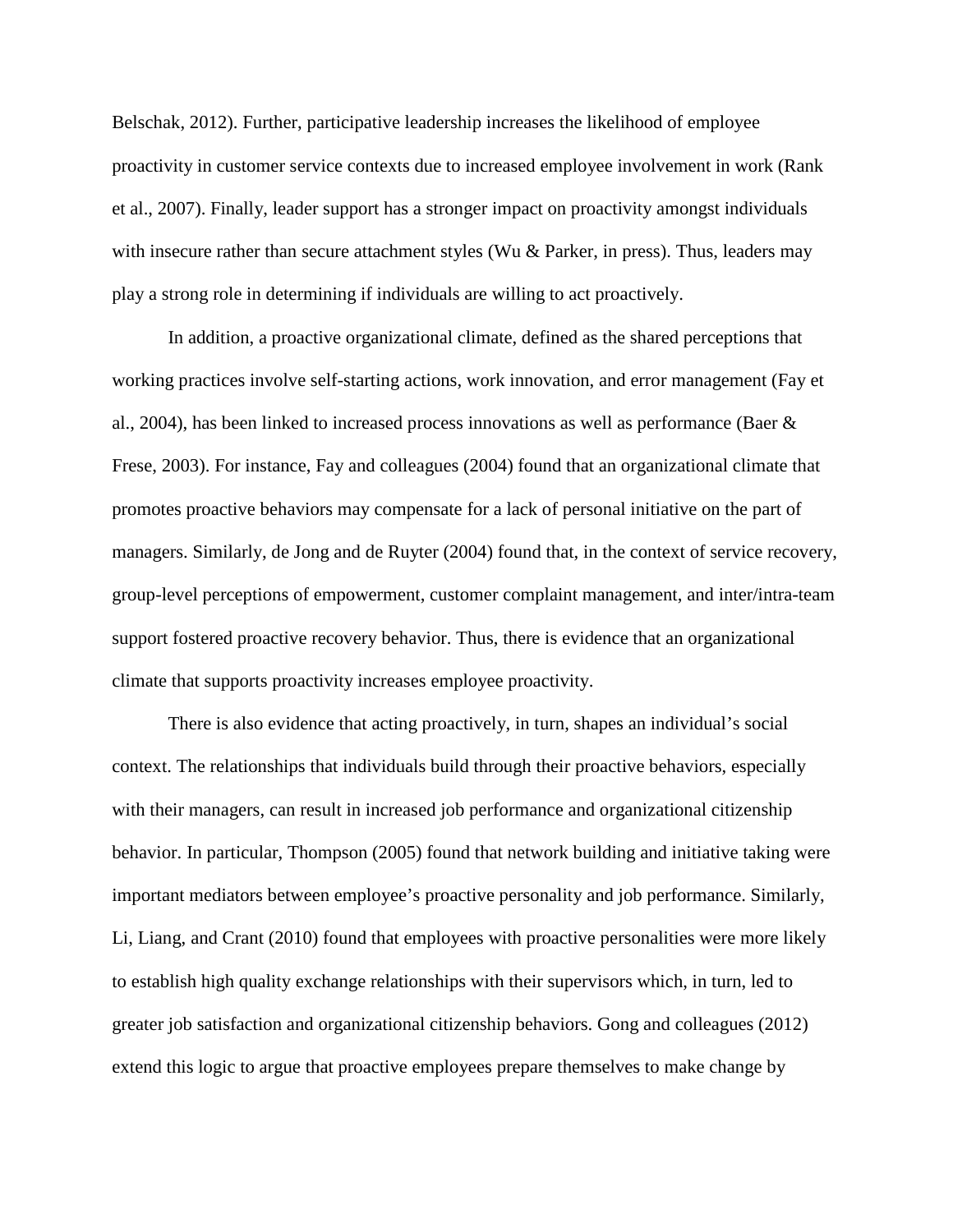Belschak, 2012). Further, participative leadership increases the likelihood of employee proactivity in customer service contexts due to increased employee involvement in work (Rank et al., 2007). Finally, leader support has a stronger impact on proactivity amongst individuals with insecure rather than secure attachment styles (Wu & Parker, in press). Thus, leaders may play a strong role in determining if individuals are willing to act proactively.

In addition, a proactive organizational climate, defined as the shared perceptions that working practices involve self-starting actions, work innovation, and error management (Fay et al., 2004), has been linked to increased process innovations as well as performance (Baer & Frese, 2003). For instance, Fay and colleagues (2004) found that an organizational climate that promotes proactive behaviors may compensate for a lack of personal initiative on the part of managers. Similarly, de Jong and de Ruyter (2004) found that, in the context of service recovery, group-level perceptions of empowerment, customer complaint management, and inter/intra-team support fostered proactive recovery behavior. Thus, there is evidence that an organizational climate that supports proactivity increases employee proactivity.

There is also evidence that acting proactively, in turn, shapes an individual's social context. The relationships that individuals build through their proactive behaviors, especially with their managers, can result in increased job performance and organizational citizenship behavior. In particular, Thompson (2005) found that network building and initiative taking were important mediators between employee's proactive personality and job performance. Similarly, Li, Liang, and Crant (2010) found that employees with proactive personalities were more likely to establish high quality exchange relationships with their supervisors which, in turn, led to greater job satisfaction and organizational citizenship behaviors. Gong and colleagues (2012) extend this logic to argue that proactive employees prepare themselves to make change by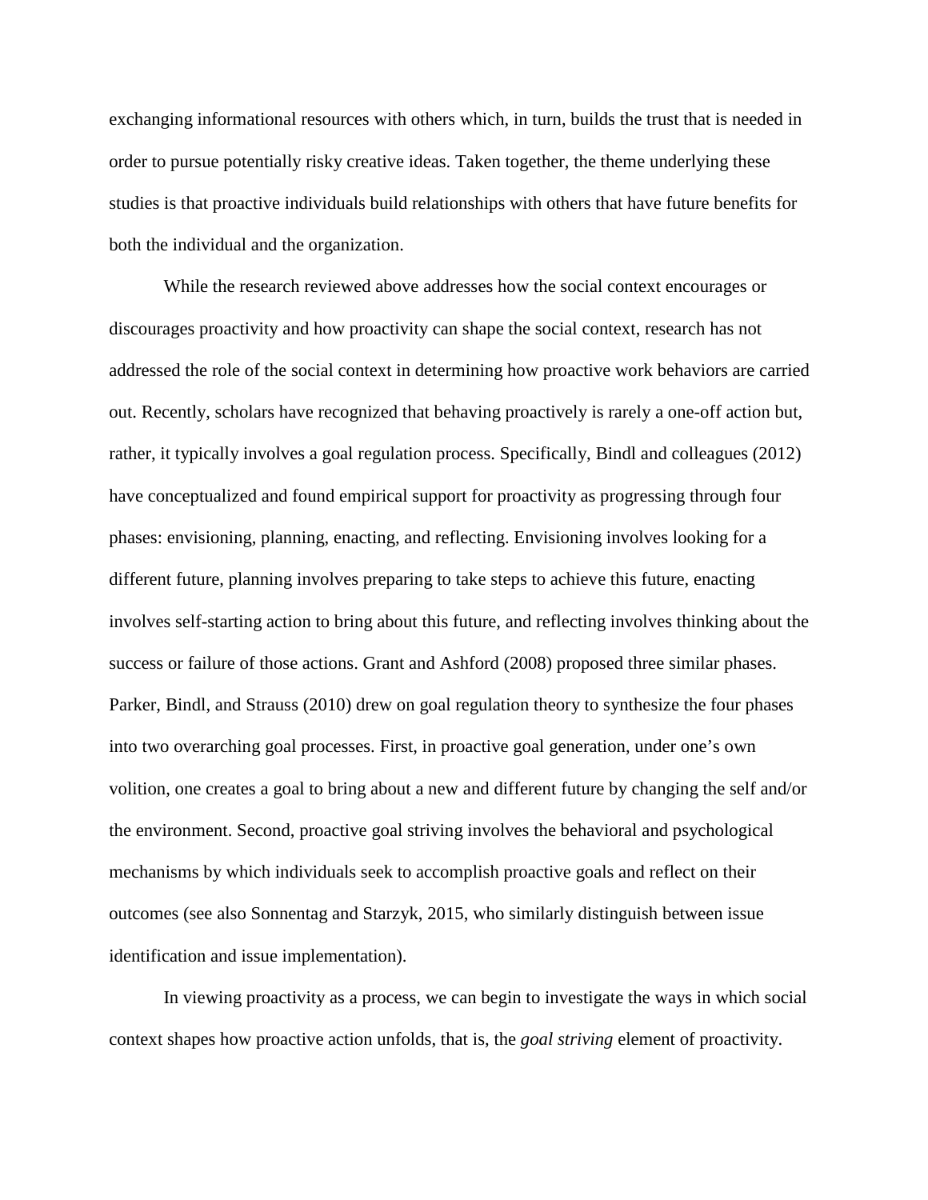exchanging informational resources with others which, in turn, builds the trust that is needed in order to pursue potentially risky creative ideas. Taken together, the theme underlying these studies is that proactive individuals build relationships with others that have future benefits for both the individual and the organization.

While the research reviewed above addresses how the social context encourages or discourages proactivity and how proactivity can shape the social context, research has not addressed the role of the social context in determining how proactive work behaviors are carried out. Recently, scholars have recognized that behaving proactively is rarely a one-off action but, rather, it typically involves a goal regulation process. Specifically, Bindl and colleagues (2012) have conceptualized and found empirical support for proactivity as progressing through four phases: envisioning, planning, enacting, and reflecting. Envisioning involves looking for a different future, planning involves preparing to take steps to achieve this future, enacting involves self-starting action to bring about this future, and reflecting involves thinking about the success or failure of those actions. Grant and Ashford (2008) proposed three similar phases. Parker, Bindl, and Strauss (2010) drew on goal regulation theory to synthesize the four phases into two overarching goal processes. First, in proactive goal generation, under one's own volition, one creates a goal to bring about a new and different future by changing the self and/or the environment. Second, proactive goal striving involves the behavioral and psychological mechanisms by which individuals seek to accomplish proactive goals and reflect on their outcomes (see also Sonnentag and Starzyk, 2015, who similarly distinguish between issue identification and issue implementation).

In viewing proactivity as a process, we can begin to investigate the ways in which social context shapes how proactive action unfolds, that is, the *goal striving* element of proactivity.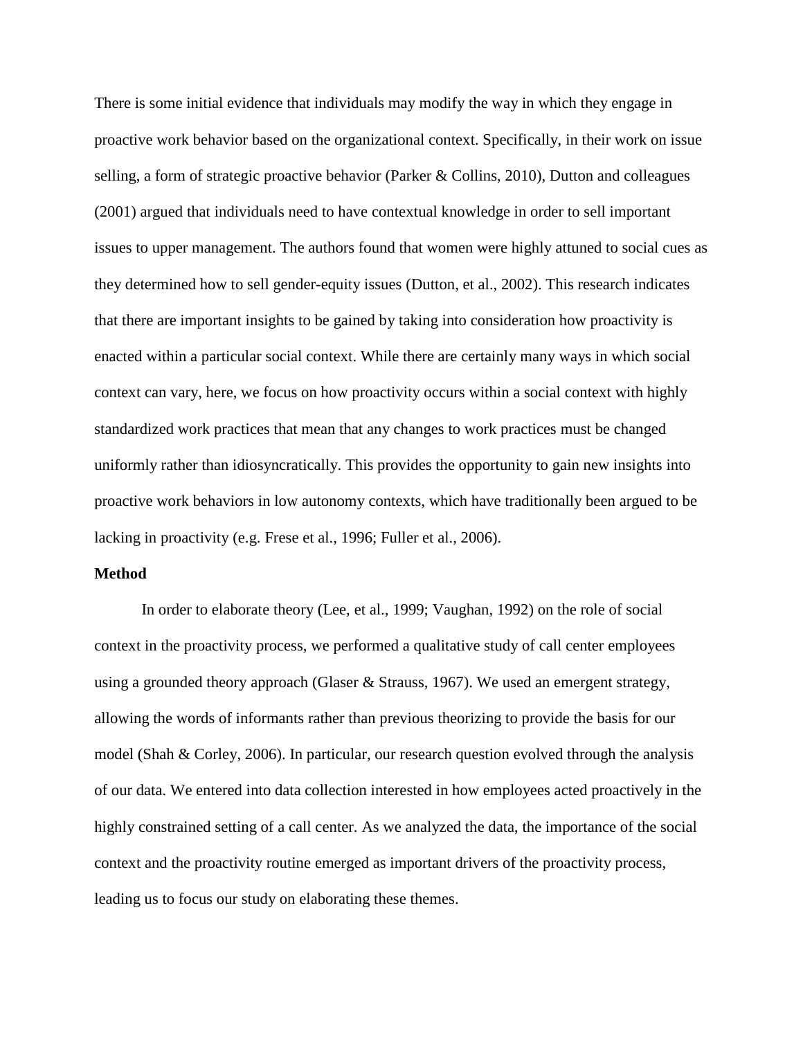There is some initial evidence that individuals may modify the way in which they engage in proactive work behavior based on the organizational context. Specifically, in their work on issue selling, a form of strategic proactive behavior (Parker & Collins, 2010), Dutton and colleagues (2001) argued that individuals need to have contextual knowledge in order to sell important issues to upper management. The authors found that women were highly attuned to social cues as they determined how to sell gender-equity issues (Dutton, et al., 2002). This research indicates that there are important insights to be gained by taking into consideration how proactivity is enacted within a particular social context. While there are certainly many ways in which social context can vary, here, we focus on how proactivity occurs within a social context with highly standardized work practices that mean that any changes to work practices must be changed uniformly rather than idiosyncratically. This provides the opportunity to gain new insights into proactive work behaviors in low autonomy contexts, which have traditionally been argued to be lacking in proactivity (e.g. Frese et al., 1996; Fuller et al., 2006).

**Method**

In order to elaborate theory (Lee, et al., 1999; Vaughan, 1992) on the role of social context in the proactivity process, we performed a qualitative study of call center employees using a grounded theory approach (Glaser & Strauss, 1967). We used an emergent strategy, allowing the words of informants rather than previous theorizing to provide the basis for our model (Shah & Corley, 2006). In particular, our research question evolved through the analysis of our data. We entered into data collection interested in how employees acted proactively in the highly constrained setting of a call center. As we analyzed the data, the importance of the social context and the proactivity routine emerged as important drivers of the proactivity process, leading us to focus our study on elaborating these themes.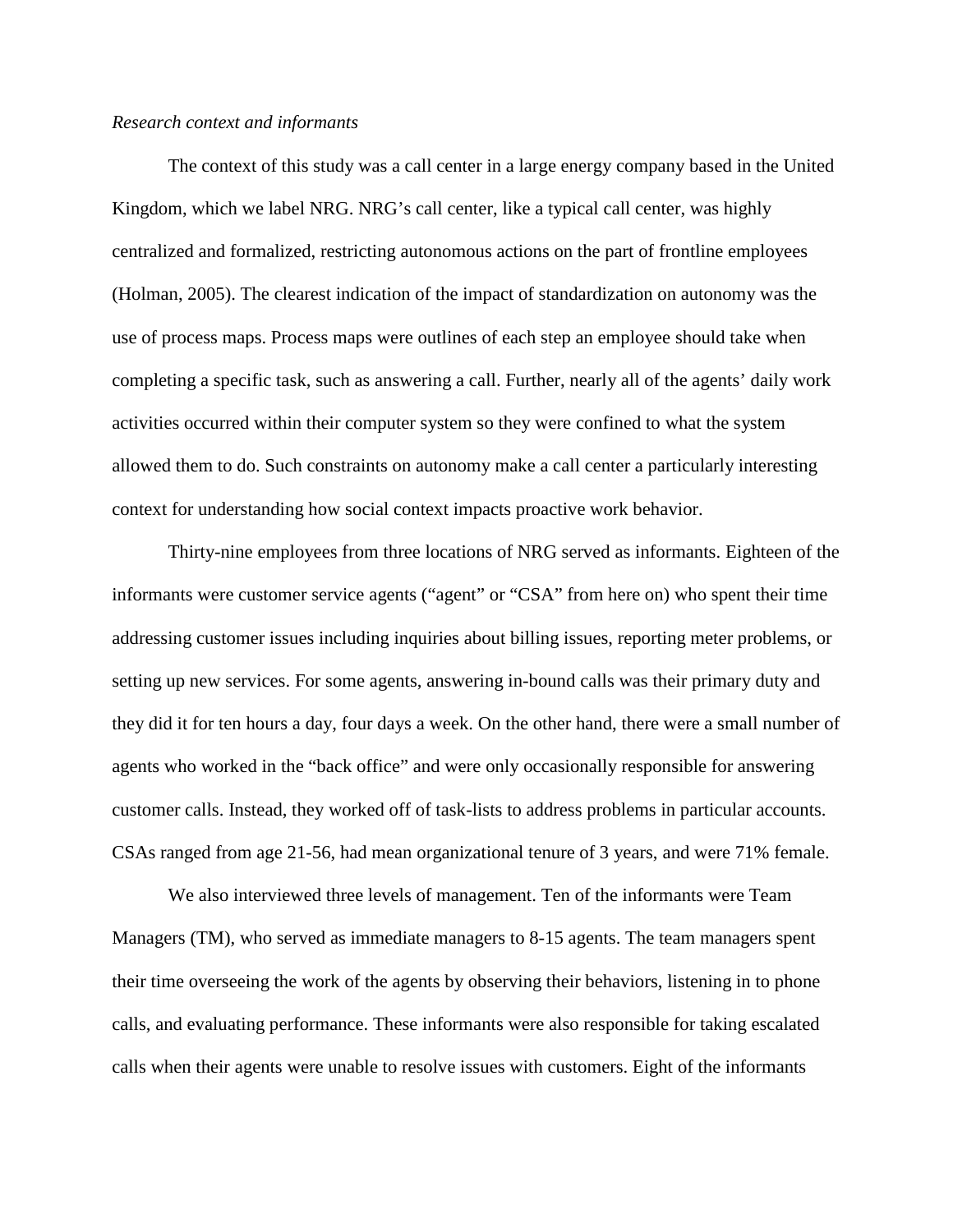*Research context and informants*

The context of this study was a call center in a large energy company based in the United Kingdom, which we label NRG. NRG's call center, like a typical call center, was highly centralized and formalized, restricting autonomous actions on the part of frontline employees (Holman, 2005). The clearest indication of the impact of standardization on autonomy was the use of process maps. Process maps were outlines of each step an employee should take when completing a specific task, such as answering a call. Further, nearly all of the agents' daily work activities occurred within their computer system so they were confined to what the system allowed them to do. Such constraints on autonomy make a call center a particularly interesting context for understanding how social context impacts proactive work behavior.

Thirty-nine employees from three locations of NRG served as informants. Eighteen of the informants were customer service agents ("agent" or "CSA" from here on) who spent their time addressing customer issues including inquiries about billing issues, reporting meter problems, or setting up new services. For some agents, answering in-bound calls was their primary duty and they did it for ten hours a day, four days a week. On the other hand, there were a small number of agents who worked in the "back office" and were only occasionally responsible for answering customer calls. Instead, they worked off of task-lists to address problems in particular accounts. CSAs ranged from age 21-56, had mean organizational tenure of 3 years, and were 71% female.

We also interviewed three levels of management. Ten of the informants were Team Managers (TM), who served as immediate managers to 8-15 agents. The team managers spent their time overseeing the work of the agents by observing their behaviors, listening in to phone calls, and evaluating performance. These informants were also responsible for taking escalated calls when their agents were unable to resolve issues with customers. Eight of the informants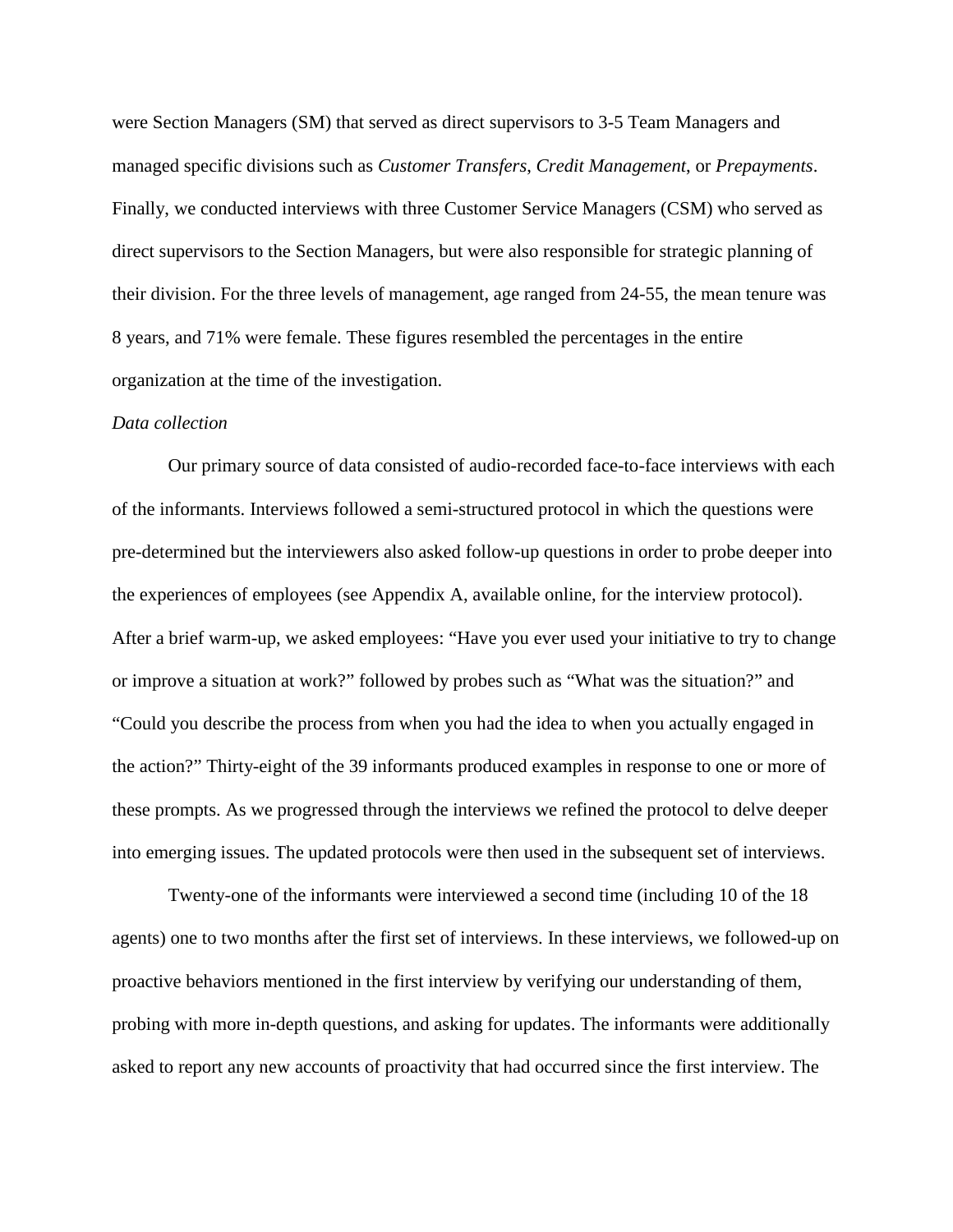were Section Managers (SM) that served as direct supervisors to 3-5 Team Managers and managed specific divisions such as *Customer Transfers*, *Credit Management*, or *Prepayments*. Finally, we conducted interviews with three Customer Service Managers (CSM) who served as direct supervisors to the Section Managers, but were also responsible for strategic planning of their division. For the three levels of management, age ranged from 24-55, the mean tenure was 8 years, and 71% were female. These figures resembled the percentages in the entire organization at the time of the investigation.

*Data collection*

Our primary source of data consisted of audio-recorded face-to-face interviews with each of the informants. Interviews followed a semi-structured protocol in which the questions were pre-determined but the interviewers also asked follow-up questions in order to probe deeper into the experiences of employees (see Appendix A, available online, for the interview protocol). After a brief warm-up, we asked employees: "Have you ever used your initiative to try to change or improve a situation at work?" followed by probes such as "What was the situation?" and "Could you describe the process from when you had the idea to when you actually engaged in the action?" Thirty-eight of the 39 informants produced examples in response to one or more of these prompts. As we progressed through the interviews we refined the protocol to delve deeper into emerging issues. The updated protocols were then used in the subsequent set of interviews.

Twenty-one of the informants were interviewed a second time (including 10 of the 18 agents) one to two months after the first set of interviews. In these interviews, we followed-up on proactive behaviors mentioned in the first interview by verifying our understanding of them, probing with more in-depth questions, and asking for updates. The informants were additionally asked to report any new accounts of proactivity that had occurred since the first interview. The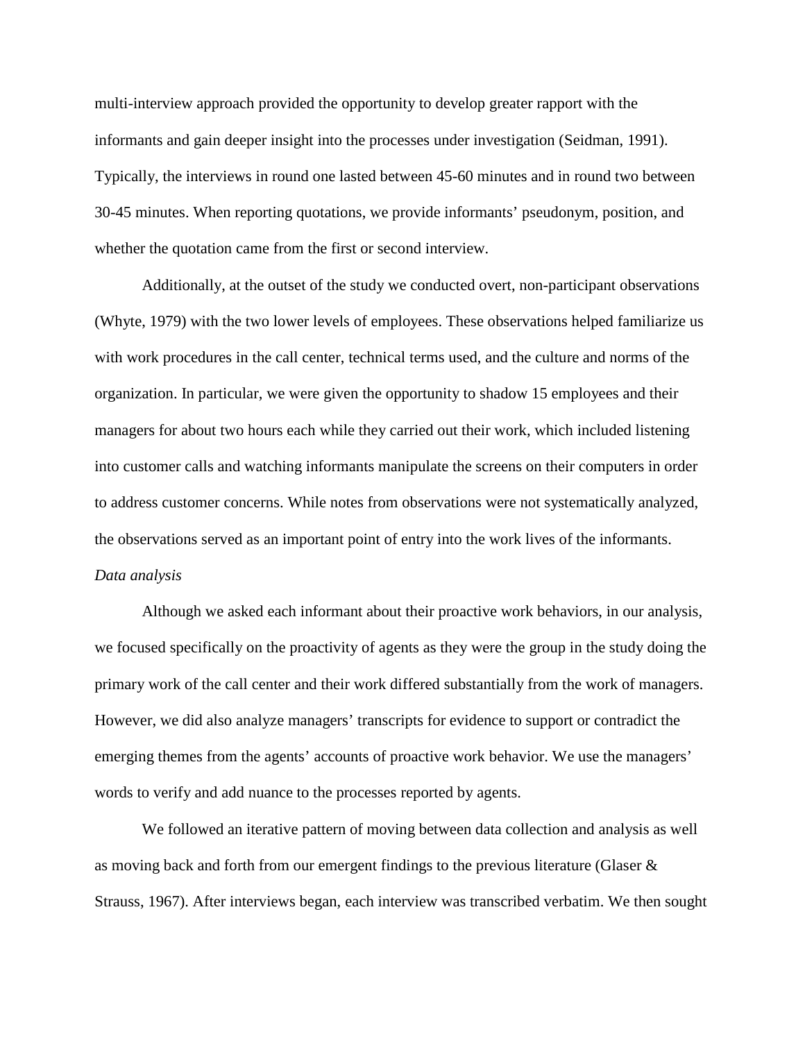multi-interview approach provided the opportunity to develop greater rapport with the informants and gain deeper insight into the processes under investigation (Seidman, 1991). Typically, the interviews in round one lasted between 45-60 minutes and in round two between 30-45 minutes. When reporting quotations, we provide informants' pseudonym, position, and whether the quotation came from the first or second interview.

Additionally, at the outset of the study we conducted overt, non-participant observations (Whyte, 1979) with the two lower levels of employees. These observations helped familiarize us with work procedures in the call center, technical terms used, and the culture and norms of the organization. In particular, we were given the opportunity to shadow 15 employees and their managers for about two hours each while they carried out their work, which included listening into customer calls and watching informants manipulate the screens on their computers in order to address customer concerns. While notes from observations were not systematically analyzed, the observations served as an important point of entry into the work lives of the informants.

*Data analysis*

Although we asked each informant about their proactive work behaviors, in our analysis, we focused specifically on the proactivity of agents as they were the group in the study doing the primary work of the call center and their work differed substantially from the work of managers. However, we did also analyze managers' transcripts for evidence to support or contradict the emerging themes from the agents' accounts of proactive work behavior. We use the managers' words to verify and add nuance to the processes reported by agents.

We followed an iterative pattern of moving between data collection and analysis as well as moving back and forth from our emergent findings to the previous literature (Glaser & Strauss, 1967). After interviews began, each interview was transcribed verbatim. We then sought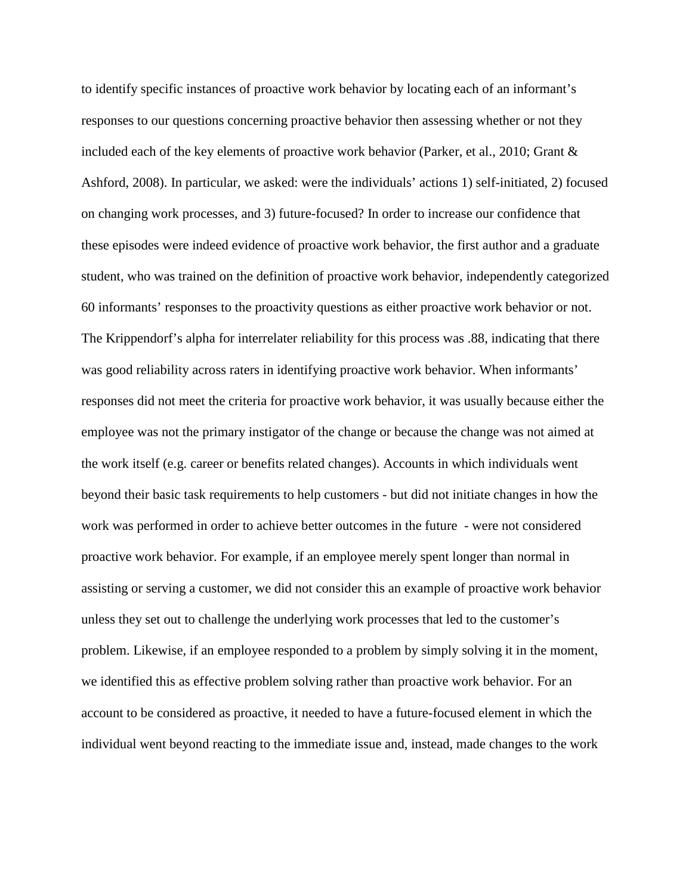to identify specific instances of proactive work behavior by locating each of an informant's responses to our questions concerning proactive behavior then assessing whether or not they included each of the key elements of proactive work behavior (Parker, et al., 2010; Grant & Ashford, 2008). In particular, we asked: were the individuals' actions 1) self-initiated, 2) focused on changing work processes, and 3) future-focused? In order to increase our confidence that these episodes were indeed evidence of proactive work behavior, the first author and a graduate student, who was trained on the definition of proactive work behavior, independently categorized 60 informants' responses to the proactivity questions as either proactive work behavior or not. The Krippendorf's alpha for interrelater reliability for this process was .88, indicating that there was good reliability across raters in identifying proactive work behavior. When informants' responses did not meet the criteria for proactive work behavior, it was usually because either the employee was not the primary instigator of the change or because the change was not aimed at the work itself (e.g. career or benefits related changes). Accounts in which individuals went beyond their basic task requirements to help customers - but did not initiate changes in how the work was performed in order to achieve better outcomes in the future - were not considered proactive work behavior. For example, if an employee merely spent longer than normal in assisting or serving a customer, we did not consider this an example of proactive work behavior unless they set out to challenge the underlying work processes that led to the customer's problem. Likewise, if an employee responded to a problem by simply solving it in the moment, we identified this as effective problem solving rather than proactive work behavior. For an account to be considered as proactive, it needed to have a future-focused element in which the individual went beyond reacting to the immediate issue and, instead, made changes to the work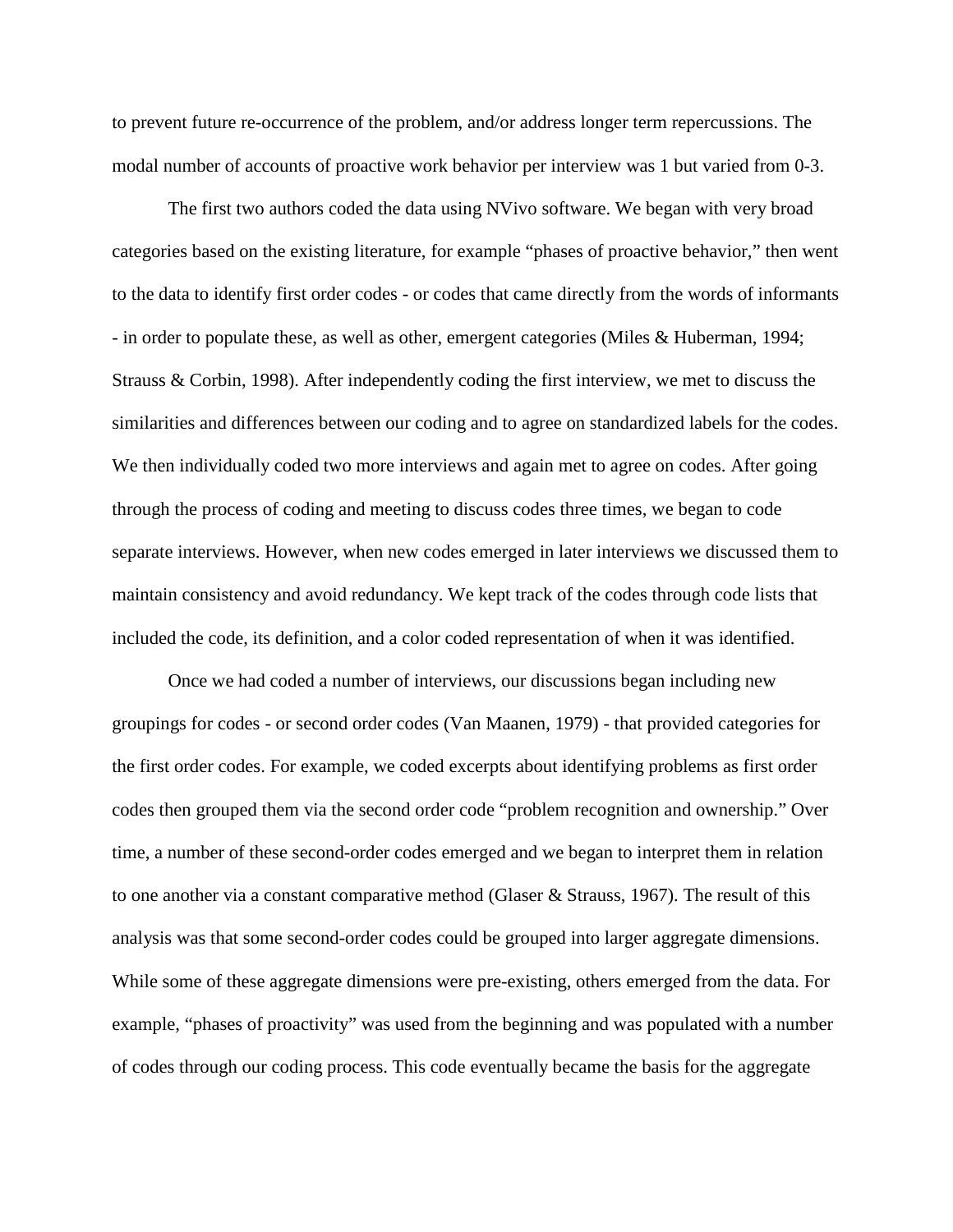to prevent future re-occurrence of the problem, and/or address longer term repercussions. The modal number of accounts of proactive work behavior per interview was 1 but varied from 0-3.

The first two authors coded the data using NVivo software. We began with very broad categories based on the existing literature, for example "phases of proactive behavior," then went to the data to identify first order codes - or codes that came directly from the words of informants - in order to populate these, as well as other, emergent categories (Miles & Huberman, 1994; Strauss & Corbin, 1998). After independently coding the first interview, we met to discuss the similarities and differences between our coding and to agree on standardized labels for the codes. We then individually coded two more interviews and again met to agree on codes. After going through the process of coding and meeting to discuss codes three times, we began to code separate interviews. However, when new codes emerged in later interviews we discussed them to maintain consistency and avoid redundancy. We kept track of the codes through code lists that included the code, its definition, and a color coded representation of when it was identified.

Once we had coded a number of interviews, our discussions began including new groupings for codes - or second order codes (Van Maanen, 1979) - that provided categories for the first order codes. For example, we coded excerpts about identifying problems as first order codes then grouped them via the second order code "problem recognition and ownership." Over time, a number of these second-order codes emerged and we began to interpret them in relation to one another via a constant comparative method (Glaser & Strauss, 1967). The result of this analysis was that some second-order codes could be grouped into larger aggregate dimensions. While some of these aggregate dimensions were pre-existing, others emerged from the data. For example, "phases of proactivity" was used from the beginning and was populated with a number of codes through our coding process. This code eventually became the basis for the aggregate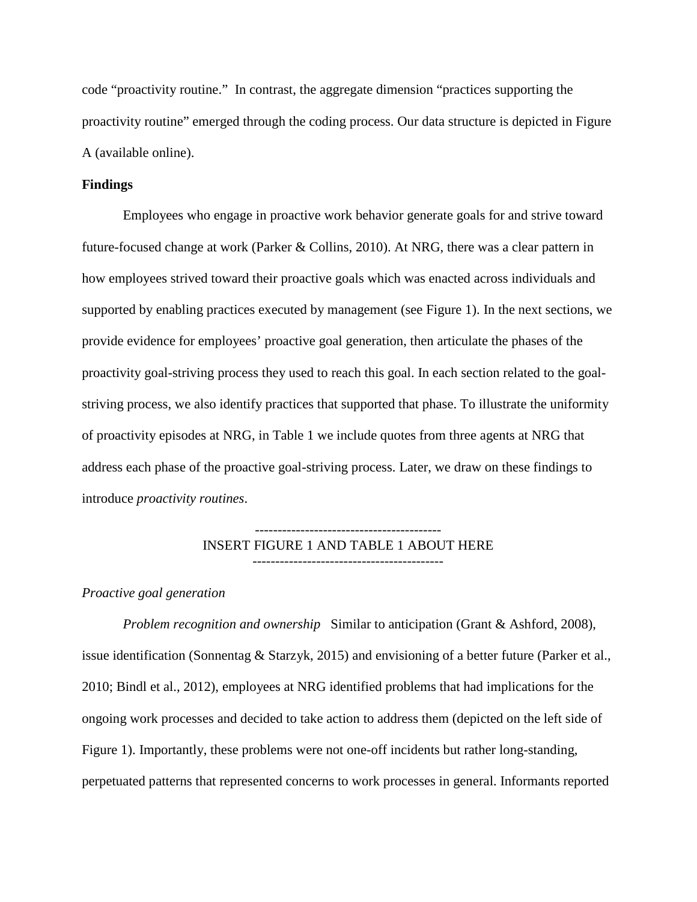code "proactivity routine." In contrast, the aggregate dimension "practices supporting the proactivity routine" emerged through the coding process. Our data structure is depicted in Figure A (available online).

**Findings**

Employees who engage in proactive work behavior generate goals for and strive toward future-focused change at work (Parker & Collins, 2010). At NRG, there was a clear pattern in how employees strived toward their proactive goals which was enacted across individuals and supported by enabling practices executed by management (see Figure 1). In the next sections, we provide evidence for employees' proactive goal generation, then articulate the phases of the proactivity goal-striving process they used to reach this goal. In each section related to the goal-striving process, we also identify practices that supported that phase. To illustrate the uniformity of proactivity episodes at NRG, in Table 1 we include quotes from three agents at NRG that address each phase of the proactive goal-striving process. Later, we draw on these findings to introduce *proactivity routines*.

-----------------------------------------
INSERT FIGURE 1 AND TABLE 1 ABOUT HERE
-----------------------------------------

*Proactive goal generation*

*Problem recognition and ownership* Similar to anticipation (Grant & Ashford, 2008), issue identification (Sonnentag & Starzyk, 2015) and envisioning of a better future (Parker et al., 2010; Bindl et al., 2012), employees at NRG identified problems that had implications for the ongoing work processes and decided to take action to address them (depicted on the left side of Figure 1). Importantly, these problems were not one-off incidents but rather long-standing, perpetuated patterns that represented concerns to work processes in general. Informants reported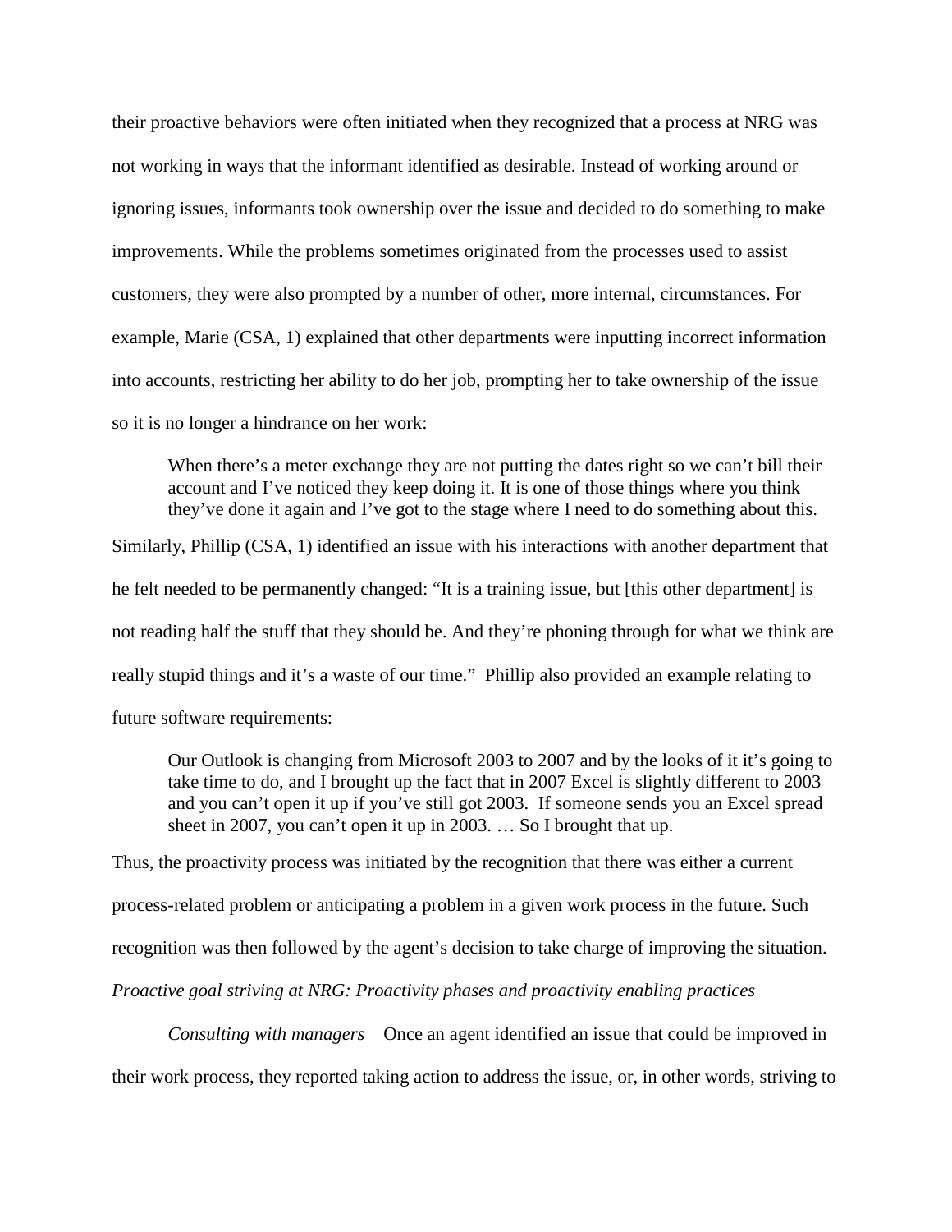their proactive behaviors were often initiated when they recognized that a process at NRG was not working in ways that the informant identified as desirable. Instead of working around or ignoring issues, informants took ownership over the issue and decided to do something to make improvements. While the problems sometimes originated from the processes used to assist customers, they were also prompted by a number of other, more internal, circumstances. For example, Marie (CSA, 1) explained that other departments were inputting incorrect information into accounts, restricting her ability to do her job, prompting her to take ownership of the issue so it is no longer a hindrance on her work:

> When there's a meter exchange they are not putting the dates right so we can't bill their account and I've noticed they keep doing it. It is one of those things where you think they've done it again and I've got to the stage where I need to do something about this.

Similarly, Phillip (CSA, 1) identified an issue with his interactions with another department that he felt needed to be permanently changed: "It is a training issue, but [this other department] is not reading half the stuff that they should be. And they're phoning through for what we think are really stupid things and it's a waste of our time." Phillip also provided an example relating to future software requirements:

> Our Outlook is changing from Microsoft 2003 to 2007 and by the looks of it it's going to take time to do, and I brought up the fact that in 2007 Excel is slightly different to 2003 and you can't open it up if you've still got 2003. If someone sends you an Excel spread sheet in 2007, you can't open it up in 2003. … So I brought that up.

Thus, the proactivity process was initiated by the recognition that there was either a current process-related problem or anticipating a problem in a given work process in the future. Such recognition was then followed by the agent's decision to take charge of improving the situation.

*Proactive goal striving at NRG: Proactivity phases and proactivity enabling practices*

*Consulting with managers* Once an agent identified an issue that could be improved in their work process, they reported taking action to address the issue, or, in other words, striving to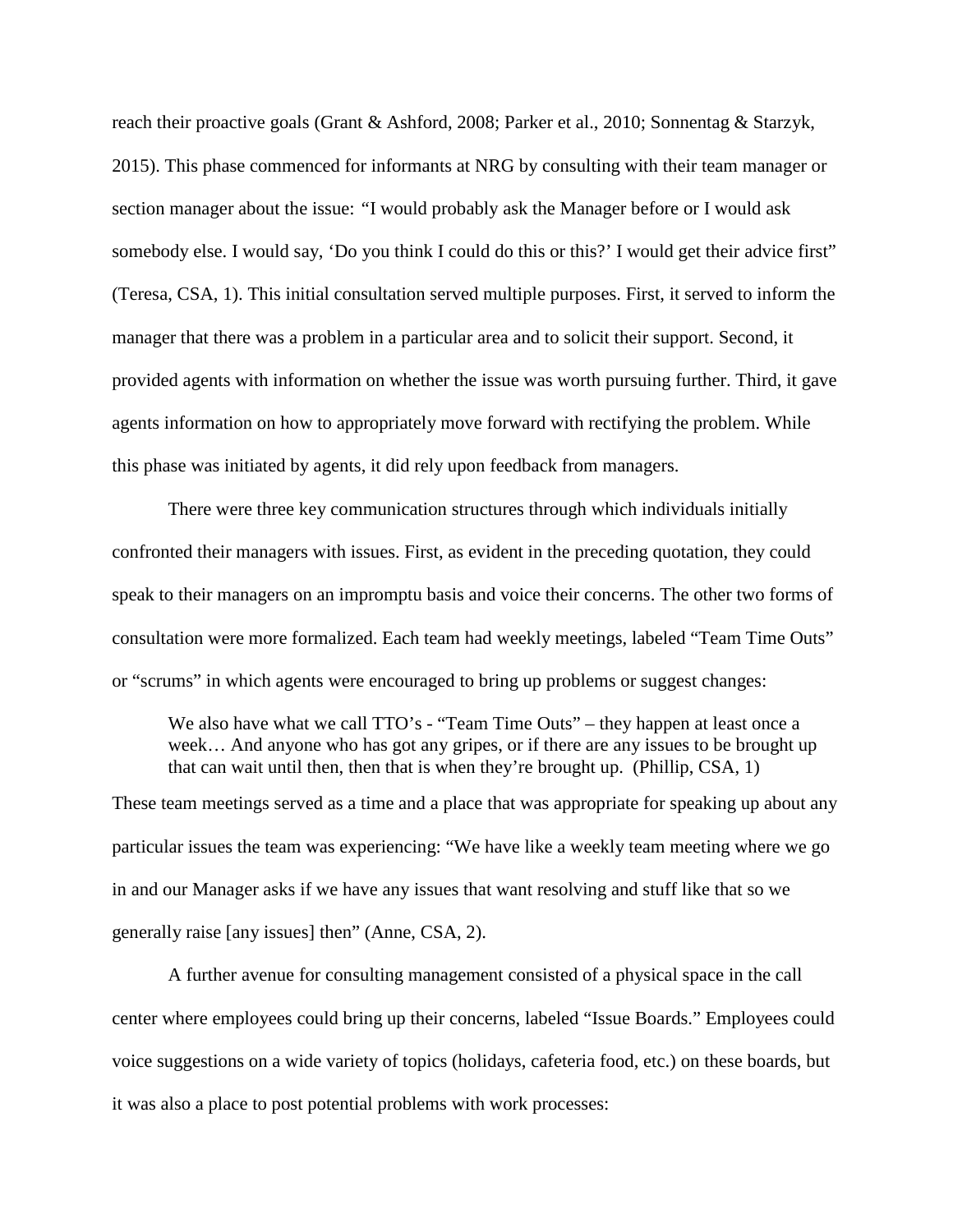reach their proactive goals (Grant & Ashford, 2008; Parker et al., 2010; Sonnentag & Starzyk, 2015). This phase commenced for informants at NRG by consulting with their team manager or section manager about the issue: "I would probably ask the Manager before or I would ask somebody else. I would say, 'Do you think I could do this or this?' I would get their advice first" (Teresa, CSA, 1). This initial consultation served multiple purposes. First, it served to inform the manager that there was a problem in a particular area and to solicit their support. Second, it provided agents with information on whether the issue was worth pursuing further. Third, it gave agents information on how to appropriately move forward with rectifying the problem. While this phase was initiated by agents, it did rely upon feedback from managers.

There were three key communication structures through which individuals initially confronted their managers with issues. First, as evident in the preceding quotation, they could speak to their managers on an impromptu basis and voice their concerns. The other two forms of consultation were more formalized. Each team had weekly meetings, labeled "Team Time Outs" or "scrums" in which agents were encouraged to bring up problems or suggest changes:

> We also have what we call TTO's - "Team Time Outs" – they happen at least once a week… And anyone who has got any gripes, or if there are any issues to be brought up that can wait until then, then that is when they're brought up. (Phillip, CSA, 1)

These team meetings served as a time and a place that was appropriate for speaking up about any particular issues the team was experiencing: "We have like a weekly team meeting where we go in and our Manager asks if we have any issues that want resolving and stuff like that so we generally raise [any issues] then" (Anne, CSA, 2).

A further avenue for consulting management consisted of a physical space in the call center where employees could bring up their concerns, labeled "Issue Boards." Employees could voice suggestions on a wide variety of topics (holidays, cafeteria food, etc.) on these boards, but it was also a place to post potential problems with work processes: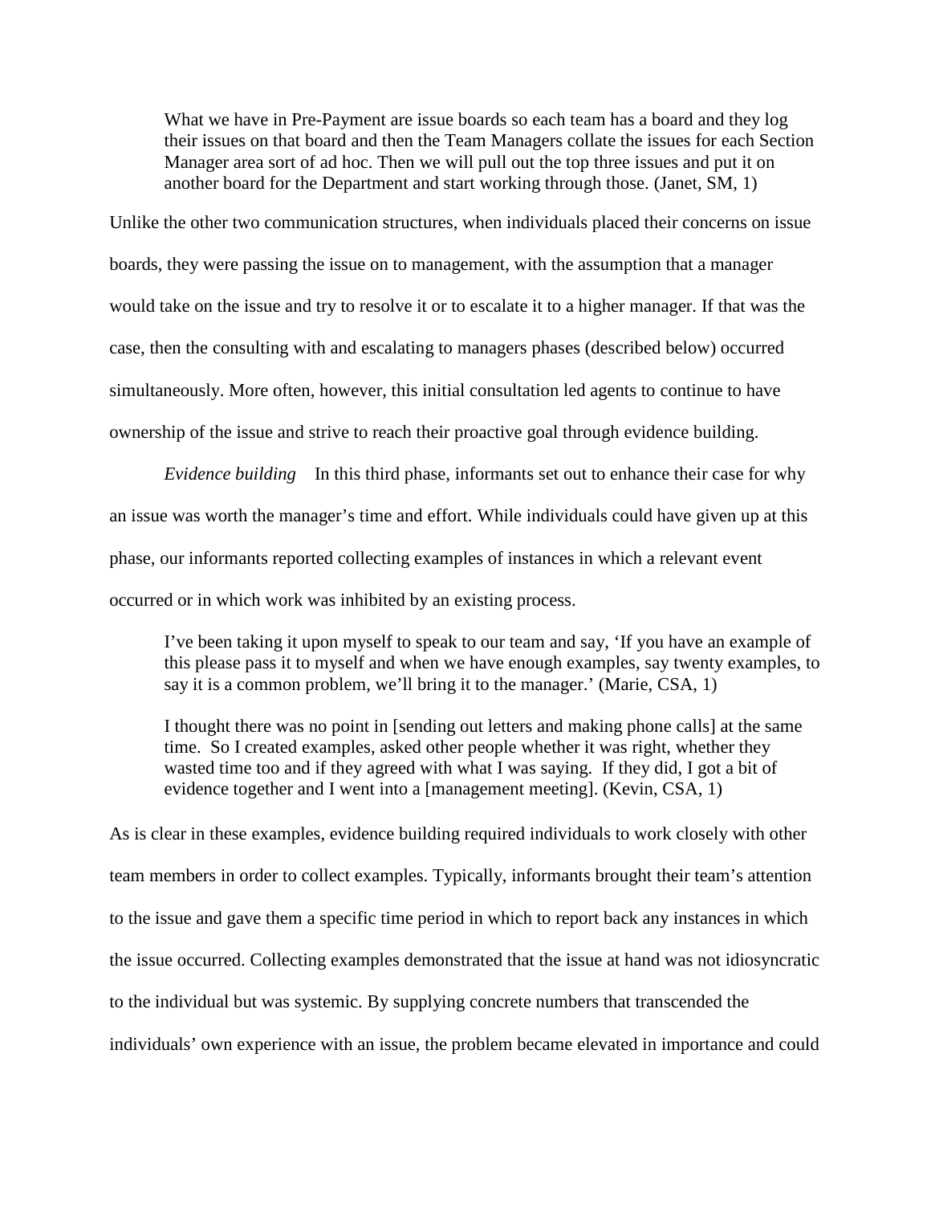> What we have in Pre-Payment are issue boards so each team has a board and they log their issues on that board and then the Team Managers collate the issues for each Section Manager area sort of ad hoc. Then we will pull out the top three issues and put it on another board for the Department and start working through those. (Janet, SM, 1)

Unlike the other two communication structures, when individuals placed their concerns on issue boards, they were passing the issue on to management, with the assumption that a manager would take on the issue and try to resolve it or to escalate it to a higher manager. If that was the case, then the consulting with and escalating to managers phases (described below) occurred simultaneously. More often, however, this initial consultation led agents to continue to have ownership of the issue and strive to reach their proactive goal through evidence building.

*Evidence building* In this third phase, informants set out to enhance their case for why an issue was worth the manager's time and effort. While individuals could have given up at this phase, our informants reported collecting examples of instances in which a relevant event occurred or in which work was inhibited by an existing process.

> I've been taking it upon myself to speak to our team and say, 'If you have an example of this please pass it to myself and when we have enough examples, say twenty examples, to say it is a common problem, we'll bring it to the manager.' (Marie, CSA, 1)

> I thought there was no point in [sending out letters and making phone calls] at the same time. So I created examples, asked other people whether it was right, whether they wasted time too and if they agreed with what I was saying. If they did, I got a bit of evidence together and I went into a [management meeting]. (Kevin, CSA, 1)

As is clear in these examples, evidence building required individuals to work closely with other team members in order to collect examples. Typically, informants brought their team's attention to the issue and gave them a specific time period in which to report back any instances in which the issue occurred. Collecting examples demonstrated that the issue at hand was not idiosyncratic to the individual but was systemic. By supplying concrete numbers that transcended the individuals' own experience with an issue, the problem became elevated in importance and could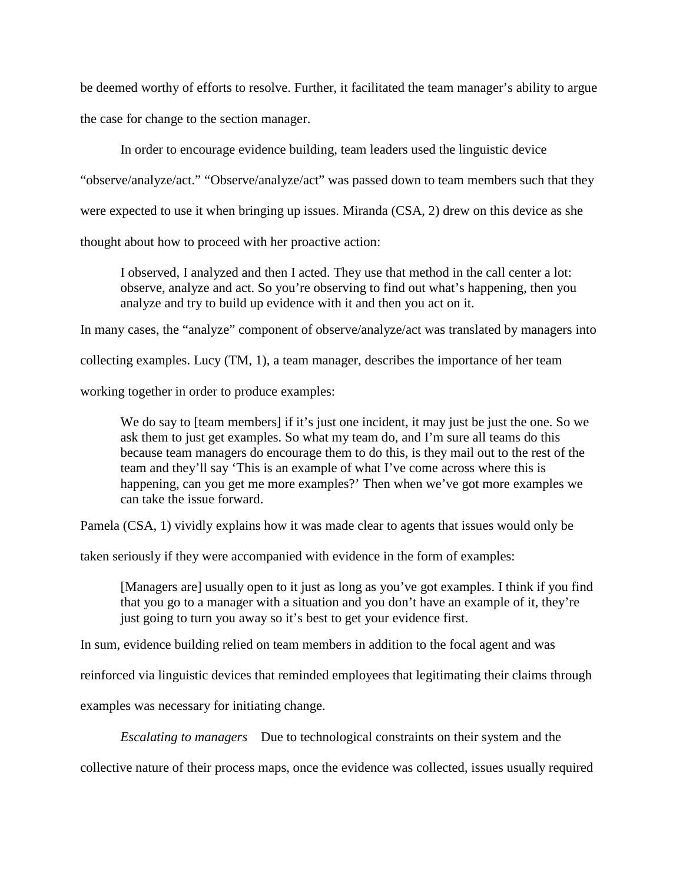be deemed worthy of efforts to resolve. Further, it facilitated the team manager's ability to argue the case for change to the section manager.

In order to encourage evidence building, team leaders used the linguistic device "observe/analyze/act." "Observe/analyze/act" was passed down to team members such that they were expected to use it when bringing up issues. Miranda (CSA, 2) drew on this device as she thought about how to proceed with her proactive action:

> I observed, I analyzed and then I acted. They use that method in the call center a lot: observe, analyze and act. So you're observing to find out what's happening, then you analyze and try to build up evidence with it and then you act on it.

In many cases, the "analyze" component of observe/analyze/act was translated by managers into collecting examples. Lucy (TM, 1), a team manager, describes the importance of her team working together in order to produce examples:

> We do say to [team members] if it's just one incident, it may just be just the one. So we ask them to just get examples. So what my team do, and I'm sure all teams do this because team managers do encourage them to do this, is they mail out to the rest of the team and they'll say 'This is an example of what I've come across where this is happening, can you get me more examples?' Then when we've got more examples we can take the issue forward.

Pamela (CSA, 1) vividly explains how it was made clear to agents that issues would only be taken seriously if they were accompanied with evidence in the form of examples:

> [Managers are] usually open to it just as long as you've got examples. I think if you find that you go to a manager with a situation and you don't have an example of it, they're just going to turn you away so it's best to get your evidence first.

In sum, evidence building relied on team members in addition to the focal agent and was reinforced via linguistic devices that reminded employees that legitimating their claims through examples was necessary for initiating change.

*Escalating to managers* Due to technological constraints on their system and the collective nature of their process maps, once the evidence was collected, issues usually required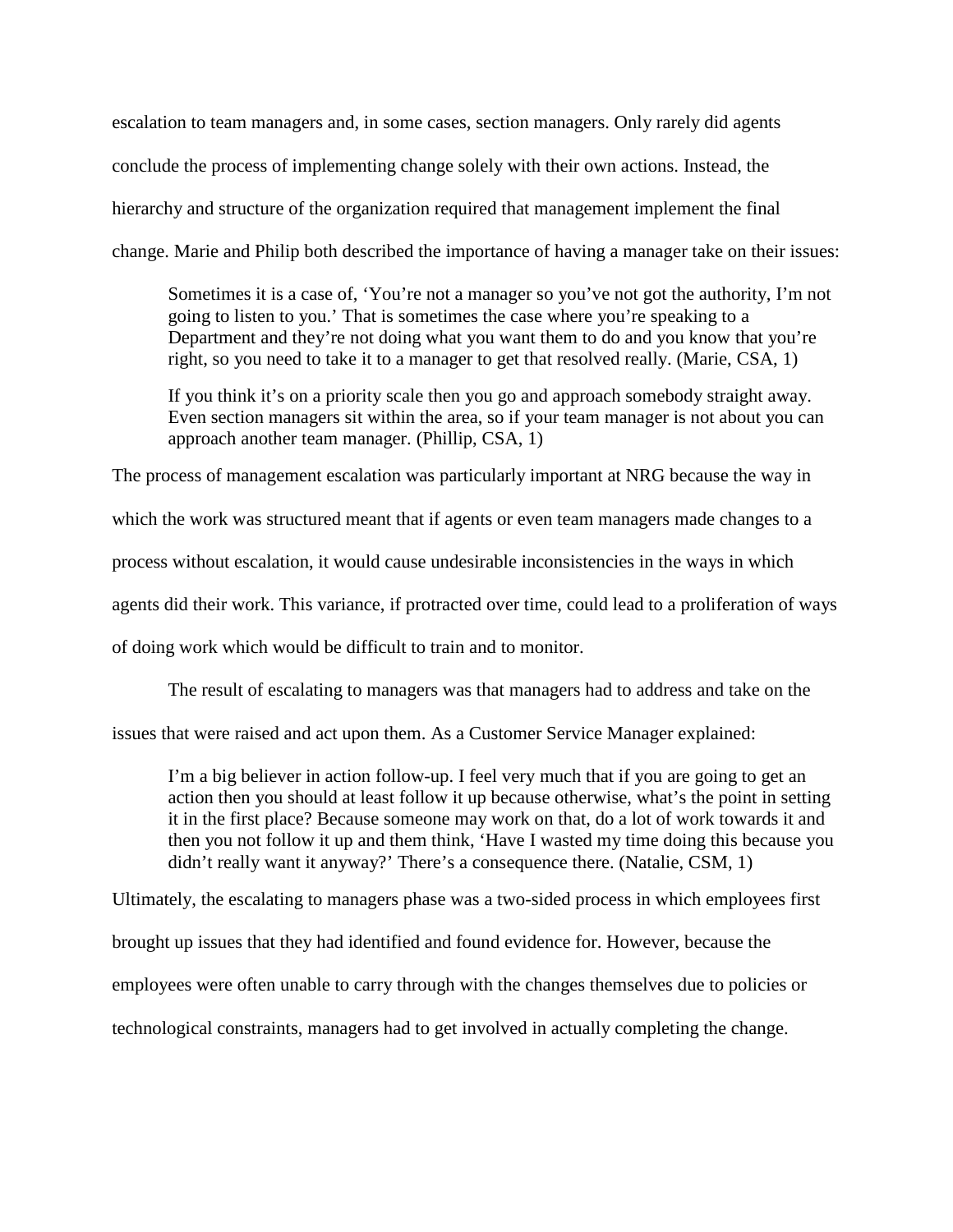escalation to team managers and, in some cases, section managers. Only rarely did agents conclude the process of implementing change solely with their own actions. Instead, the hierarchy and structure of the organization required that management implement the final change. Marie and Philip both described the importance of having a manager take on their issues:

> Sometimes it is a case of, 'You're not a manager so you've not got the authority, I'm not going to listen to you.' That is sometimes the case where you're speaking to a Department and they're not doing what you want them to do and you know that you're right, so you need to take it to a manager to get that resolved really. (Marie, CSA, 1)

> If you think it's on a priority scale then you go and approach somebody straight away. Even section managers sit within the area, so if your team manager is not about you can approach another team manager. (Phillip, CSA, 1)

The process of management escalation was particularly important at NRG because the way in which the work was structured meant that if agents or even team managers made changes to a process without escalation, it would cause undesirable inconsistencies in the ways in which agents did their work. This variance, if protracted over time, could lead to a proliferation of ways of doing work which would be difficult to train and to monitor.

The result of escalating to managers was that managers had to address and take on the issues that were raised and act upon them. As a Customer Service Manager explained:

> I'm a big believer in action follow-up. I feel very much that if you are going to get an action then you should at least follow it up because otherwise, what's the point in setting it in the first place? Because someone may work on that, do a lot of work towards it and then you not follow it up and them think, 'Have I wasted my time doing this because you didn't really want it anyway?' There's a consequence there. (Natalie, CSM, 1)

Ultimately, the escalating to managers phase was a two-sided process in which employees first brought up issues that they had identified and found evidence for. However, because the employees were often unable to carry through with the changes themselves due to policies or technological constraints, managers had to get involved in actually completing the change.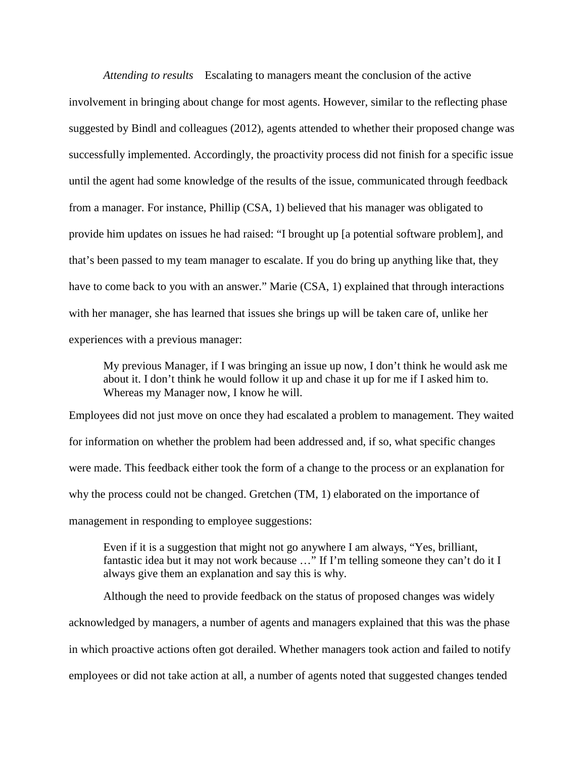*Attending to results* Escalating to managers meant the conclusion of the active involvement in bringing about change for most agents. However, similar to the reflecting phase suggested by Bindl and colleagues (2012), agents attended to whether their proposed change was successfully implemented. Accordingly, the proactivity process did not finish for a specific issue until the agent had some knowledge of the results of the issue, communicated through feedback from a manager. For instance, Phillip (CSA, 1) believed that his manager was obligated to provide him updates on issues he had raised: "I brought up [a potential software problem], and that's been passed to my team manager to escalate. If you do bring up anything like that, they have to come back to you with an answer." Marie (CSA, 1) explained that through interactions with her manager, she has learned that issues she brings up will be taken care of, unlike her experiences with a previous manager:

> My previous Manager, if I was bringing an issue up now, I don't think he would ask me about it. I don't think he would follow it up and chase it up for me if I asked him to. Whereas my Manager now, I know he will.

Employees did not just move on once they had escalated a problem to management. They waited for information on whether the problem had been addressed and, if so, what specific changes were made. This feedback either took the form of a change to the process or an explanation for why the process could not be changed. Gretchen (TM, 1) elaborated on the importance of management in responding to employee suggestions:

> Even if it is a suggestion that might not go anywhere I am always, "Yes, brilliant, fantastic idea but it may not work because …" If I'm telling someone they can't do it I always give them an explanation and say this is why.

Although the need to provide feedback on the status of proposed changes was widely acknowledged by managers, a number of agents and managers explained that this was the phase in which proactive actions often got derailed. Whether managers took action and failed to notify employees or did not take action at all, a number of agents noted that suggested changes tended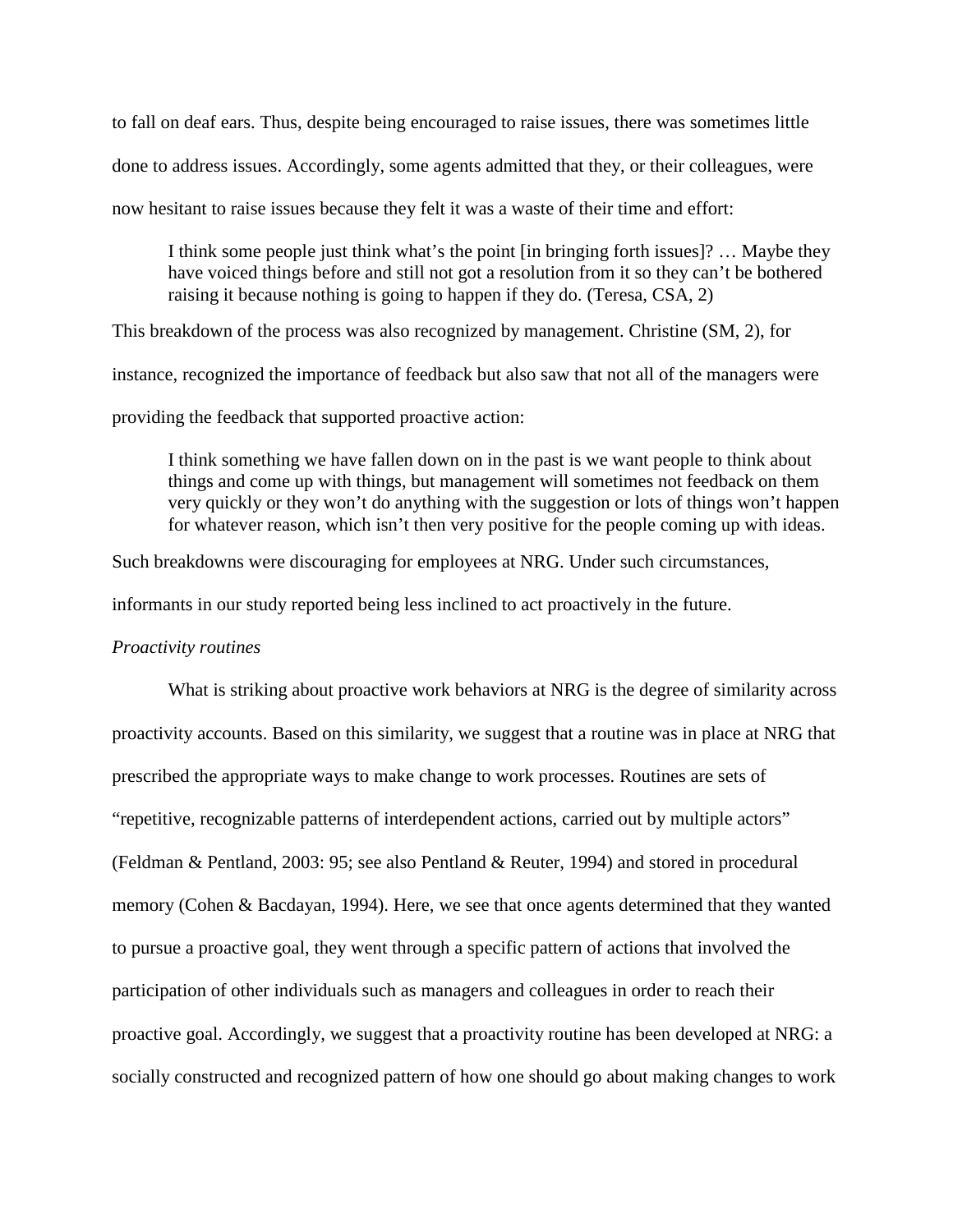to fall on deaf ears. Thus, despite being encouraged to raise issues, there was sometimes little done to address issues. Accordingly, some agents admitted that they, or their colleagues, were now hesitant to raise issues because they felt it was a waste of their time and effort:

> I think some people just think what's the point [in bringing forth issues]? … Maybe they have voiced things before and still not got a resolution from it so they can't be bothered raising it because nothing is going to happen if they do. (Teresa, CSA, 2)

This breakdown of the process was also recognized by management. Christine (SM, 2), for instance, recognized the importance of feedback but also saw that not all of the managers were providing the feedback that supported proactive action:

> I think something we have fallen down on in the past is we want people to think about things and come up with things, but management will sometimes not feedback on them very quickly or they won't do anything with the suggestion or lots of things won't happen for whatever reason, which isn't then very positive for the people coming up with ideas.

Such breakdowns were discouraging for employees at NRG. Under such circumstances, informants in our study reported being less inclined to act proactively in the future.

*Proactivity routines*

What is striking about proactive work behaviors at NRG is the degree of similarity across proactivity accounts. Based on this similarity, we suggest that a routine was in place at NRG that prescribed the appropriate ways to make change to work processes. Routines are sets of "repetitive, recognizable patterns of interdependent actions, carried out by multiple actors" (Feldman & Pentland, 2003: 95; see also Pentland & Reuter, 1994) and stored in procedural memory (Cohen & Bacdayan, 1994). Here, we see that once agents determined that they wanted to pursue a proactive goal, they went through a specific pattern of actions that involved the participation of other individuals such as managers and colleagues in order to reach their proactive goal. Accordingly, we suggest that a proactivity routine has been developed at NRG: a socially constructed and recognized pattern of how one should go about making changes to work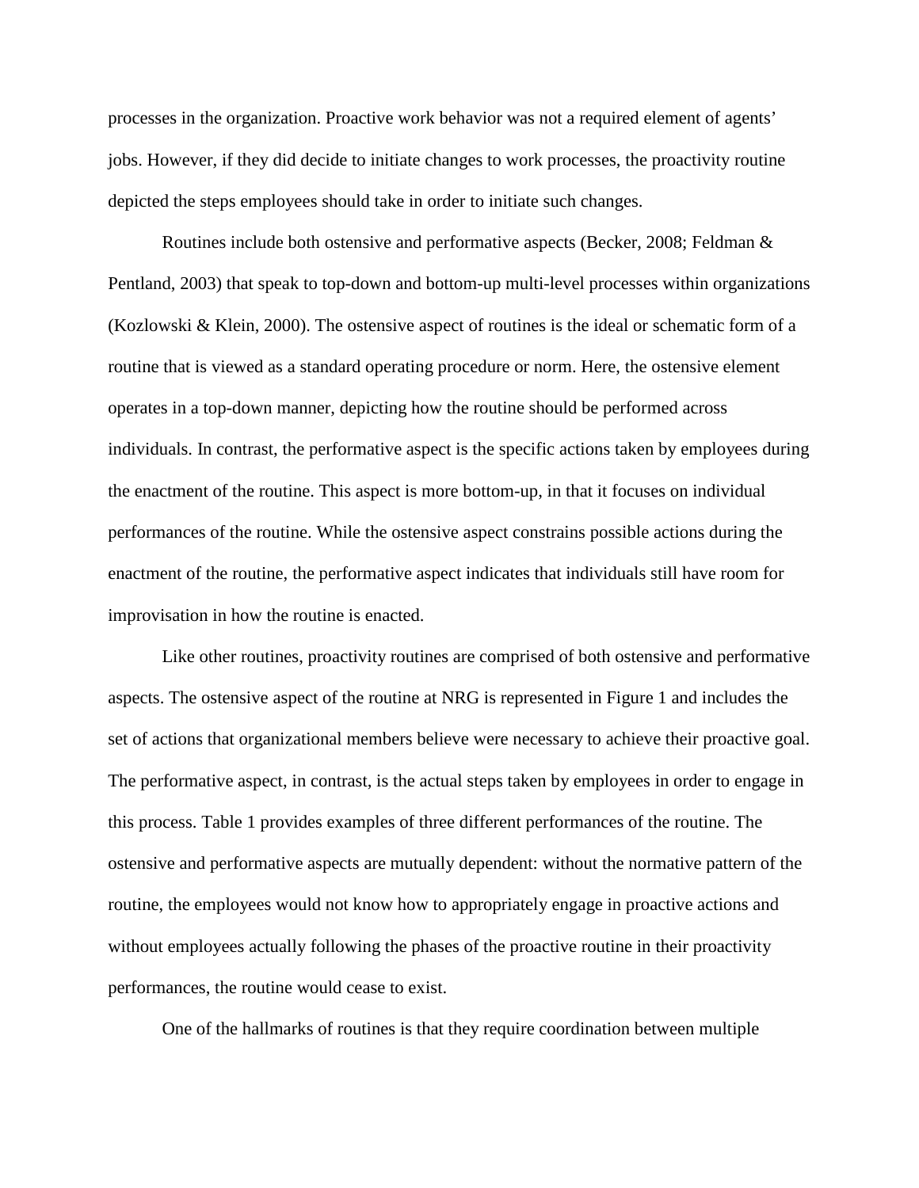processes in the organization. Proactive work behavior was not a required element of agents' jobs. However, if they did decide to initiate changes to work processes, the proactivity routine depicted the steps employees should take in order to initiate such changes.

Routines include both ostensive and performative aspects (Becker, 2008; Feldman & Pentland, 2003) that speak to top-down and bottom-up multi-level processes within organizations (Kozlowski & Klein, 2000). The ostensive aspect of routines is the ideal or schematic form of a routine that is viewed as a standard operating procedure or norm. Here, the ostensive element operates in a top-down manner, depicting how the routine should be performed across individuals. In contrast, the performative aspect is the specific actions taken by employees during the enactment of the routine. This aspect is more bottom-up, in that it focuses on individual performances of the routine. While the ostensive aspect constrains possible actions during the enactment of the routine, the performative aspect indicates that individuals still have room for improvisation in how the routine is enacted.

Like other routines, proactivity routines are comprised of both ostensive and performative aspects. The ostensive aspect of the routine at NRG is represented in Figure 1 and includes the set of actions that organizational members believe were necessary to achieve their proactive goal. The performative aspect, in contrast, is the actual steps taken by employees in order to engage in this process. Table 1 provides examples of three different performances of the routine. The ostensive and performative aspects are mutually dependent: without the normative pattern of the routine, the employees would not know how to appropriately engage in proactive actions and without employees actually following the phases of the proactive routine in their proactivity performances, the routine would cease to exist.

One of the hallmarks of routines is that they require coordination between multiple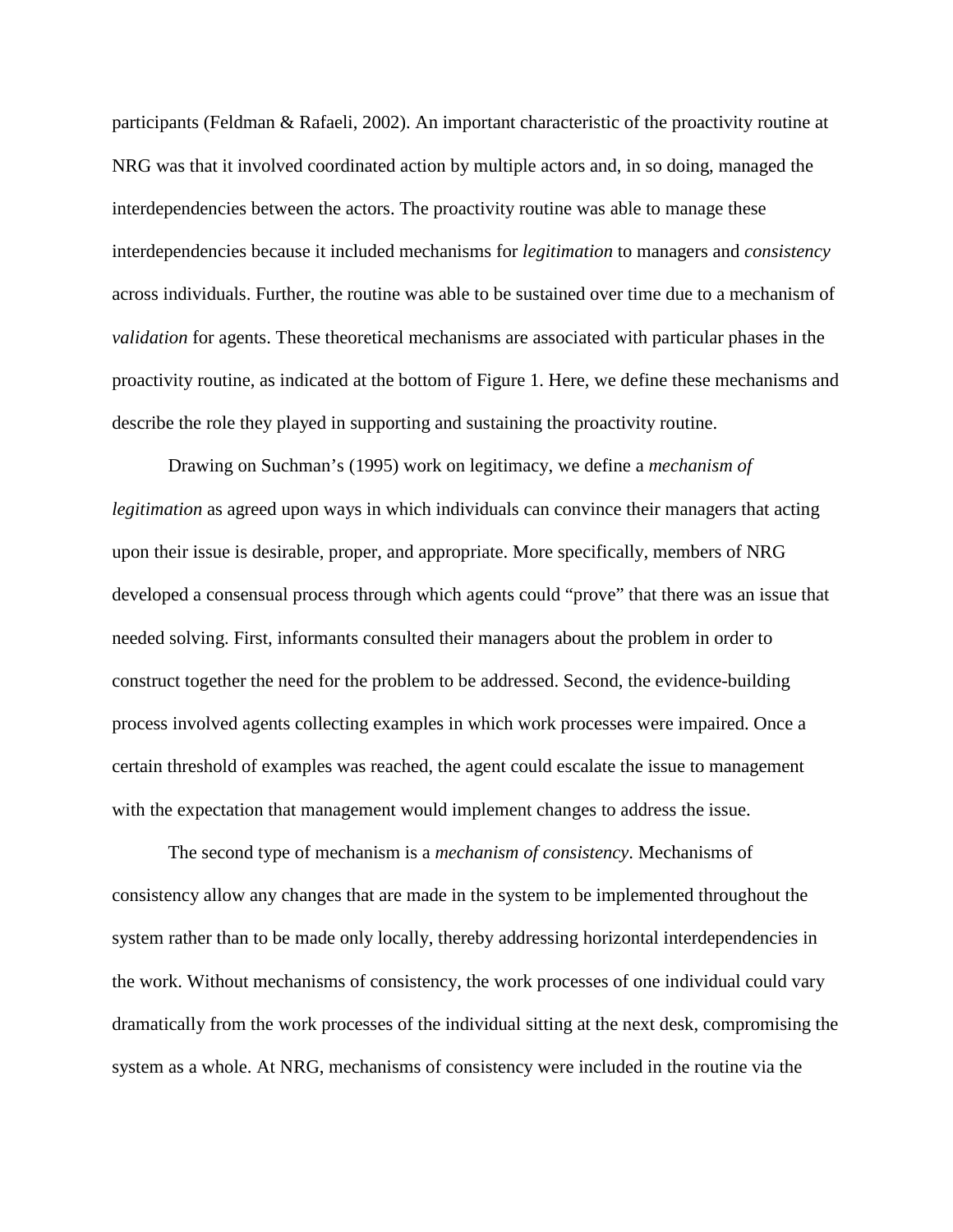participants (Feldman & Rafaeli, 2002). An important characteristic of the proactivity routine at NRG was that it involved coordinated action by multiple actors and, in so doing, managed the interdependencies between the actors. The proactivity routine was able to manage these interdependencies because it included mechanisms for *legitimation* to managers and *consistency* across individuals. Further, the routine was able to be sustained over time due to a mechanism of *validation* for agents. These theoretical mechanisms are associated with particular phases in the proactivity routine, as indicated at the bottom of Figure 1. Here, we define these mechanisms and describe the role they played in supporting and sustaining the proactivity routine.

Drawing on Suchman's (1995) work on legitimacy, we define a *mechanism of legitimation* as agreed upon ways in which individuals can convince their managers that acting upon their issue is desirable, proper, and appropriate. More specifically, members of NRG developed a consensual process through which agents could "prove" that there was an issue that needed solving. First, informants consulted their managers about the problem in order to construct together the need for the problem to be addressed. Second, the evidence-building process involved agents collecting examples in which work processes were impaired. Once a certain threshold of examples was reached, the agent could escalate the issue to management with the expectation that management would implement changes to address the issue.

The second type of mechanism is a *mechanism of consistency*. Mechanisms of consistency allow any changes that are made in the system to be implemented throughout the system rather than to be made only locally, thereby addressing horizontal interdependencies in the work. Without mechanisms of consistency, the work processes of one individual could vary dramatically from the work processes of the individual sitting at the next desk, compromising the system as a whole. At NRG, mechanisms of consistency were included in the routine via the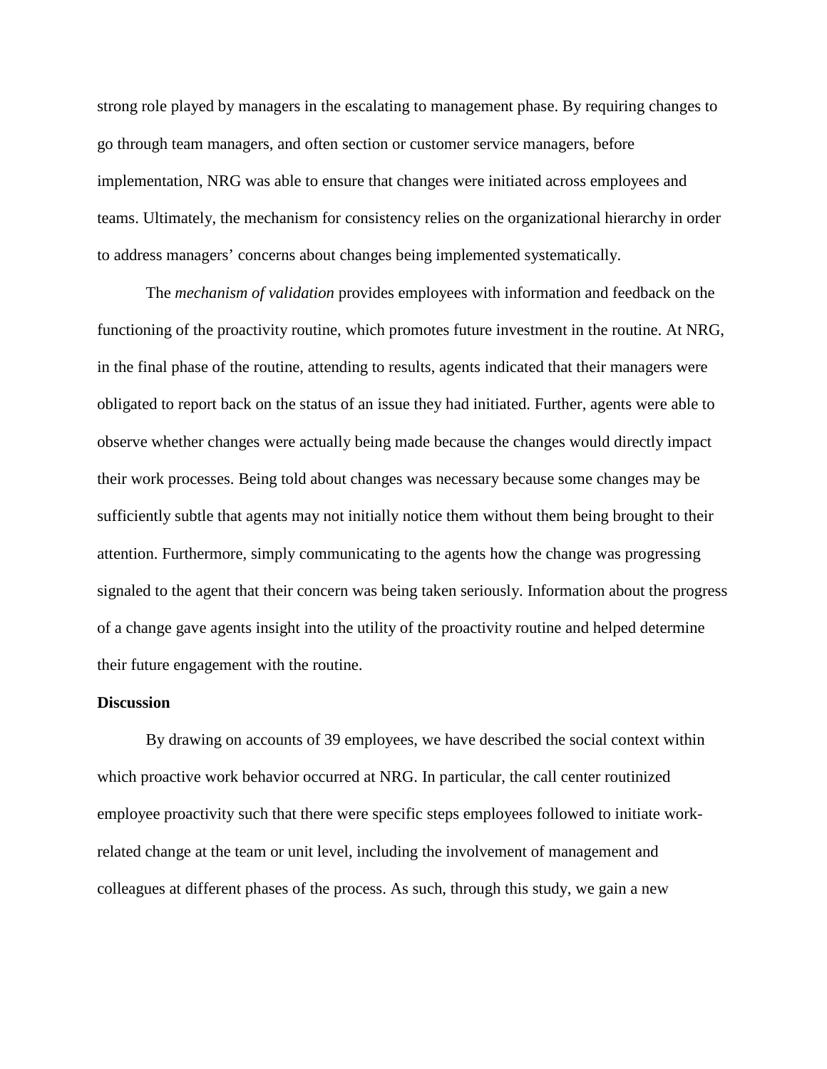strong role played by managers in the escalating to management phase. By requiring changes to go through team managers, and often section or customer service managers, before implementation, NRG was able to ensure that changes were initiated across employees and teams. Ultimately, the mechanism for consistency relies on the organizational hierarchy in order to address managers' concerns about changes being implemented systematically.

The *mechanism of validation* provides employees with information and feedback on the functioning of the proactivity routine, which promotes future investment in the routine. At NRG, in the final phase of the routine, attending to results, agents indicated that their managers were obligated to report back on the status of an issue they had initiated. Further, agents were able to observe whether changes were actually being made because the changes would directly impact their work processes. Being told about changes was necessary because some changes may be sufficiently subtle that agents may not initially notice them without them being brought to their attention. Furthermore, simply communicating to the agents how the change was progressing signaled to the agent that their concern was being taken seriously. Information about the progress of a change gave agents insight into the utility of the proactivity routine and helped determine their future engagement with the routine.

**Discussion**

By drawing on accounts of 39 employees, we have described the social context within which proactive work behavior occurred at NRG. In particular, the call center routinized employee proactivity such that there were specific steps employees followed to initiate work-related change at the team or unit level, including the involvement of management and colleagues at different phases of the process. As such, through this study, we gain a new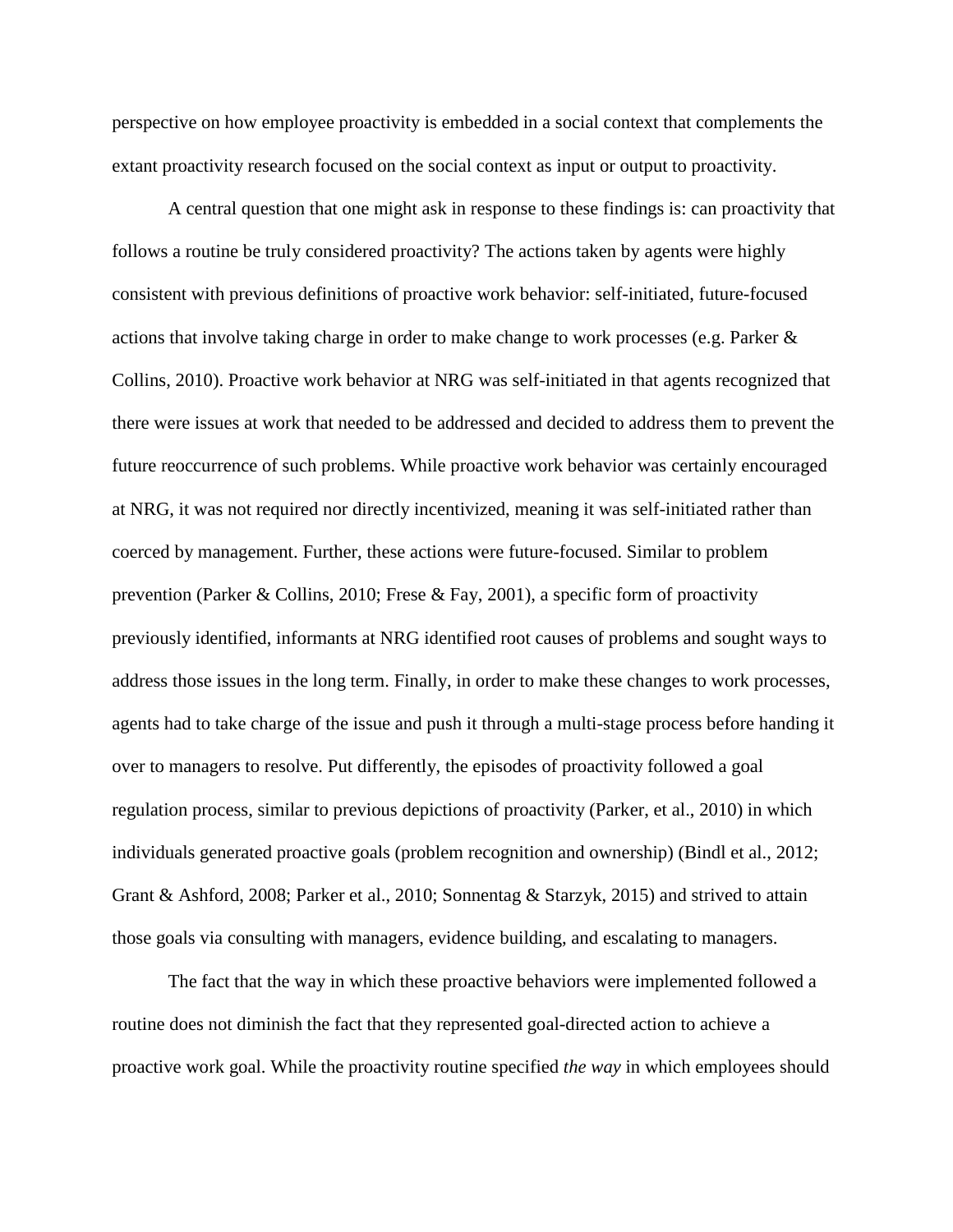perspective on how employee proactivity is embedded in a social context that complements the extant proactivity research focused on the social context as input or output to proactivity.

A central question that one might ask in response to these findings is: can proactivity that follows a routine be truly considered proactivity? The actions taken by agents were highly consistent with previous definitions of proactive work behavior: self-initiated, future-focused actions that involve taking charge in order to make change to work processes (e.g. Parker & Collins, 2010). Proactive work behavior at NRG was self-initiated in that agents recognized that there were issues at work that needed to be addressed and decided to address them to prevent the future reoccurrence of such problems. While proactive work behavior was certainly encouraged at NRG, it was not required nor directly incentivized, meaning it was self-initiated rather than coerced by management. Further, these actions were future-focused. Similar to problem prevention (Parker & Collins, 2010; Frese & Fay, 2001), a specific form of proactivity previously identified, informants at NRG identified root causes of problems and sought ways to address those issues in the long term. Finally, in order to make these changes to work processes, agents had to take charge of the issue and push it through a multi-stage process before handing it over to managers to resolve. Put differently, the episodes of proactivity followed a goal regulation process, similar to previous depictions of proactivity (Parker, et al., 2010) in which individuals generated proactive goals (problem recognition and ownership) (Bindl et al., 2012; Grant & Ashford, 2008; Parker et al., 2010; Sonnentag & Starzyk, 2015) and strived to attain those goals via consulting with managers, evidence building, and escalating to managers.

The fact that the way in which these proactive behaviors were implemented followed a routine does not diminish the fact that they represented goal-directed action to achieve a proactive work goal. While the proactivity routine specified *the way* in which employees should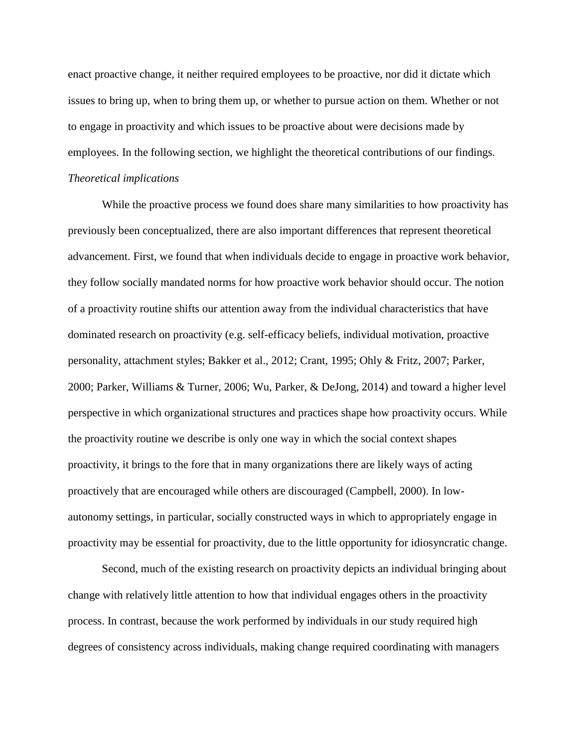enact proactive change, it neither required employees to be proactive, nor did it dictate which issues to bring up, when to bring them up, or whether to pursue action on them. Whether or not to engage in proactivity and which issues to be proactive about were decisions made by employees. In the following section, we highlight the theoretical contributions of our findings.

*Theoretical implications*

While the proactive process we found does share many similarities to how proactivity has previously been conceptualized, there are also important differences that represent theoretical advancement. First, we found that when individuals decide to engage in proactive work behavior, they follow socially mandated norms for how proactive work behavior should occur. The notion of a proactivity routine shifts our attention away from the individual characteristics that have dominated research on proactivity (e.g. self-efficacy beliefs, individual motivation, proactive personality, attachment styles; Bakker et al., 2012; Crant, 1995; Ohly & Fritz, 2007; Parker, 2000; Parker, Williams & Turner, 2006; Wu, Parker, & DeJong, 2014) and toward a higher level perspective in which organizational structures and practices shape how proactivity occurs. While the proactivity routine we describe is only one way in which the social context shapes proactivity, it brings to the fore that in many organizations there are likely ways of acting proactively that are encouraged while others are discouraged (Campbell, 2000). In low-autonomy settings, in particular, socially constructed ways in which to appropriately engage in proactivity may be essential for proactivity, due to the little opportunity for idiosyncratic change.

Second, much of the existing research on proactivity depicts an individual bringing about change with relatively little attention to how that individual engages others in the proactivity process. In contrast, because the work performed by individuals in our study required high degrees of consistency across individuals, making change required coordinating with managers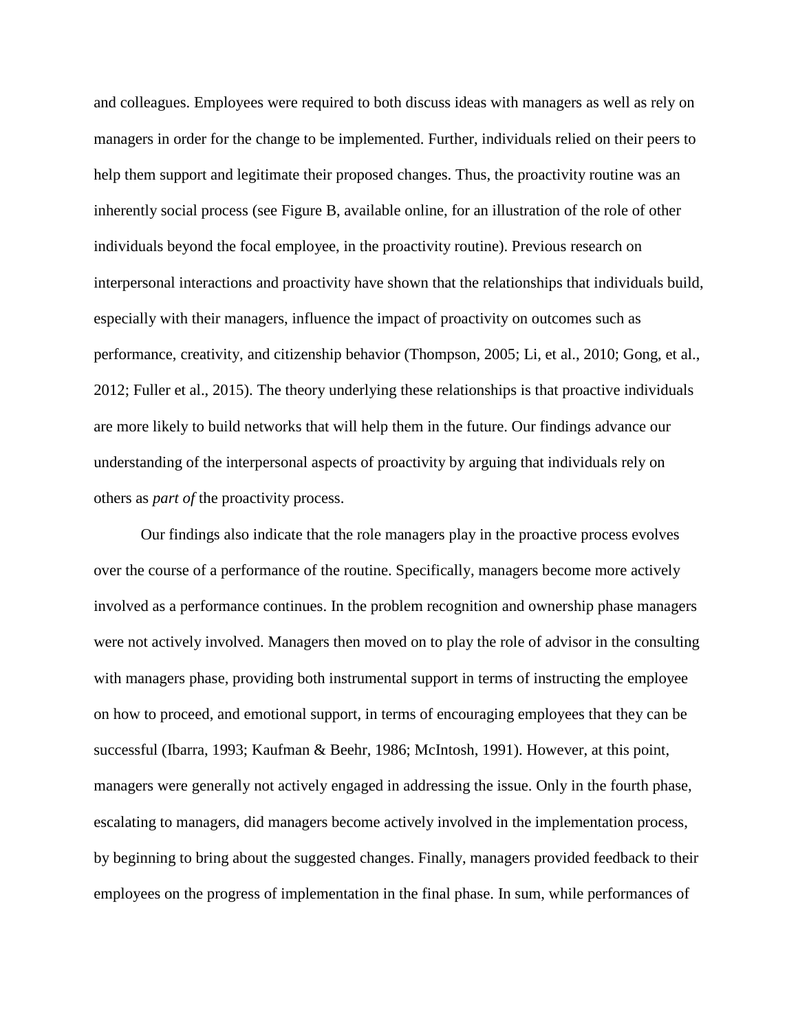and colleagues. Employees were required to both discuss ideas with managers as well as rely on managers in order for the change to be implemented. Further, individuals relied on their peers to help them support and legitimate their proposed changes. Thus, the proactivity routine was an inherently social process (see Figure B, available online, for an illustration of the role of other individuals beyond the focal employee, in the proactivity routine). Previous research on interpersonal interactions and proactivity have shown that the relationships that individuals build, especially with their managers, influence the impact of proactivity on outcomes such as performance, creativity, and citizenship behavior (Thompson, 2005; Li, et al., 2010; Gong, et al., 2012; Fuller et al., 2015). The theory underlying these relationships is that proactive individuals are more likely to build networks that will help them in the future. Our findings advance our understanding of the interpersonal aspects of proactivity by arguing that individuals rely on others as *part of* the proactivity process.

Our findings also indicate that the role managers play in the proactive process evolves over the course of a performance of the routine. Specifically, managers become more actively involved as a performance continues. In the problem recognition and ownership phase managers were not actively involved. Managers then moved on to play the role of advisor in the consulting with managers phase, providing both instrumental support in terms of instructing the employee on how to proceed, and emotional support, in terms of encouraging employees that they can be successful (Ibarra, 1993; Kaufman & Beehr, 1986; McIntosh, 1991). However, at this point, managers were generally not actively engaged in addressing the issue. Only in the fourth phase, escalating to managers, did managers become actively involved in the implementation process, by beginning to bring about the suggested changes. Finally, managers provided feedback to their employees on the progress of implementation in the final phase. In sum, while performances of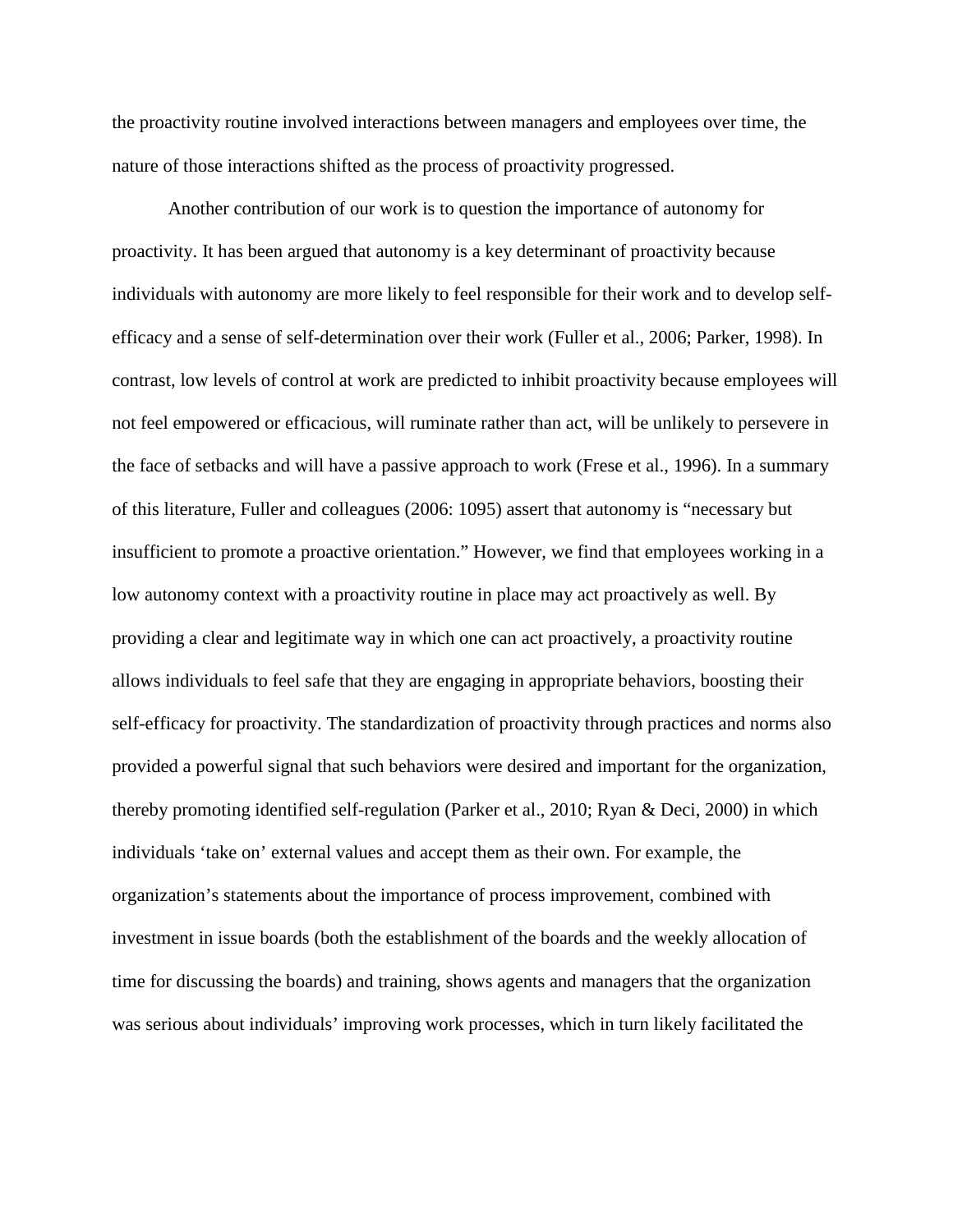the proactivity routine involved interactions between managers and employees over time, the nature of those interactions shifted as the process of proactivity progressed.

Another contribution of our work is to question the importance of autonomy for proactivity. It has been argued that autonomy is a key determinant of proactivity because individuals with autonomy are more likely to feel responsible for their work and to develop self-efficacy and a sense of self-determination over their work (Fuller et al., 2006; Parker, 1998). In contrast, low levels of control at work are predicted to inhibit proactivity because employees will not feel empowered or efficacious, will ruminate rather than act, will be unlikely to persevere in the face of setbacks and will have a passive approach to work (Frese et al., 1996). In a summary of this literature, Fuller and colleagues (2006: 1095) assert that autonomy is "necessary but insufficient to promote a proactive orientation." However, we find that employees working in a low autonomy context with a proactivity routine in place may act proactively as well. By providing a clear and legitimate way in which one can act proactively, a proactivity routine allows individuals to feel safe that they are engaging in appropriate behaviors, boosting their self-efficacy for proactivity. The standardization of proactivity through practices and norms also provided a powerful signal that such behaviors were desired and important for the organization, thereby promoting identified self-regulation (Parker et al., 2010; Ryan & Deci, 2000) in which individuals 'take on' external values and accept them as their own. For example, the organization's statements about the importance of process improvement, combined with investment in issue boards (both the establishment of the boards and the weekly allocation of time for discussing the boards) and training, shows agents and managers that the organization was serious about individuals' improving work processes, which in turn likely facilitated the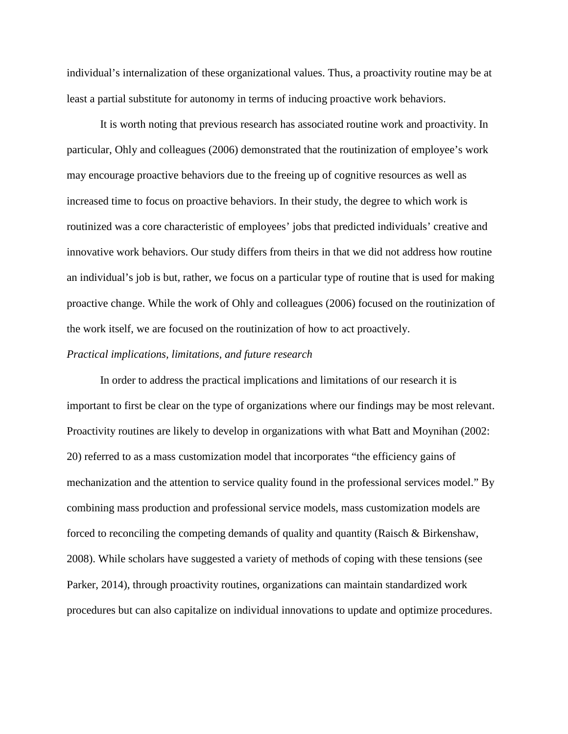individual's internalization of these organizational values. Thus, a proactivity routine may be at least a partial substitute for autonomy in terms of inducing proactive work behaviors.

It is worth noting that previous research has associated routine work and proactivity. In particular, Ohly and colleagues (2006) demonstrated that the routinization of employee's work may encourage proactive behaviors due to the freeing up of cognitive resources as well as increased time to focus on proactive behaviors. In their study, the degree to which work is routinized was a core characteristic of employees' jobs that predicted individuals' creative and innovative work behaviors. Our study differs from theirs in that we did not address how routine an individual's job is but, rather, we focus on a particular type of routine that is used for making proactive change. While the work of Ohly and colleagues (2006) focused on the routinization of the work itself, we are focused on the routinization of how to act proactively.

*Practical implications, limitations, and future research*

In order to address the practical implications and limitations of our research it is important to first be clear on the type of organizations where our findings may be most relevant. Proactivity routines are likely to develop in organizations with what Batt and Moynihan (2002: 20) referred to as a mass customization model that incorporates "the efficiency gains of mechanization and the attention to service quality found in the professional services model." By combining mass production and professional service models, mass customization models are forced to reconciling the competing demands of quality and quantity (Raisch & Birkenshaw, 2008). While scholars have suggested a variety of methods of coping with these tensions (see Parker, 2014), through proactivity routines, organizations can maintain standardized work procedures but can also capitalize on individual innovations to update and optimize procedures.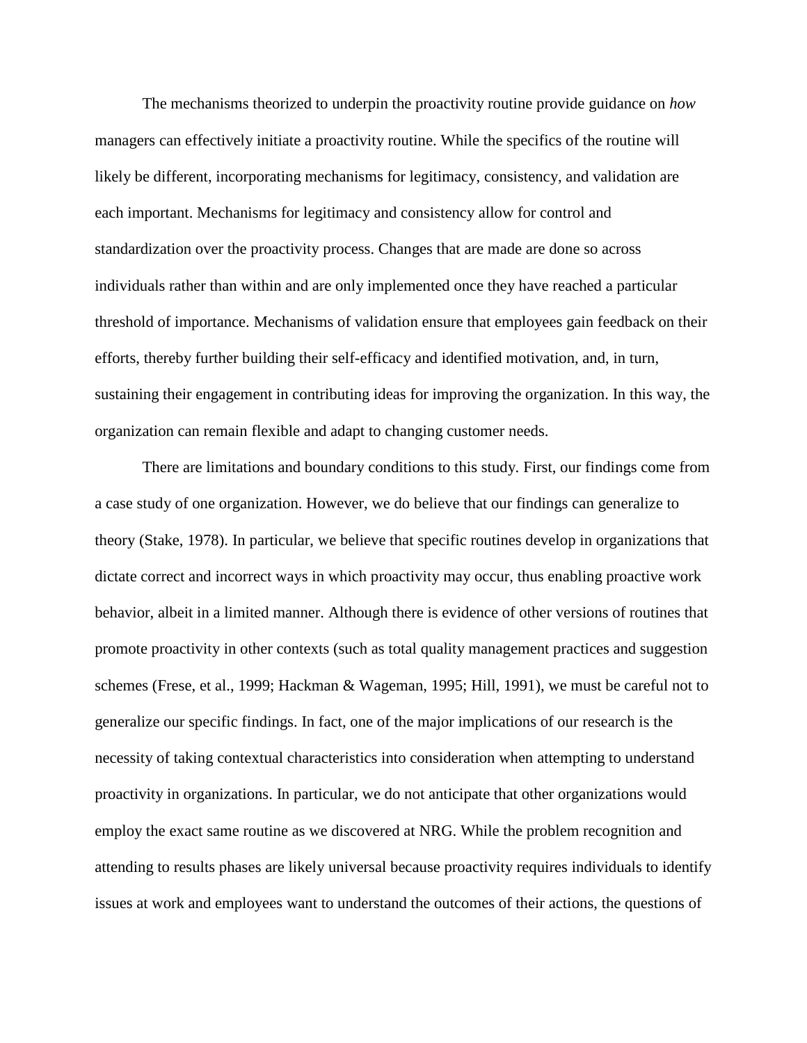The mechanisms theorized to underpin the proactivity routine provide guidance on *how* managers can effectively initiate a proactivity routine. While the specifics of the routine will likely be different, incorporating mechanisms for legitimacy, consistency, and validation are each important. Mechanisms for legitimacy and consistency allow for control and standardization over the proactivity process. Changes that are made are done so across individuals rather than within and are only implemented once they have reached a particular threshold of importance. Mechanisms of validation ensure that employees gain feedback on their efforts, thereby further building their self-efficacy and identified motivation, and, in turn, sustaining their engagement in contributing ideas for improving the organization. In this way, the organization can remain flexible and adapt to changing customer needs.

There are limitations and boundary conditions to this study. First, our findings come from a case study of one organization. However, we do believe that our findings can generalize to theory (Stake, 1978). In particular, we believe that specific routines develop in organizations that dictate correct and incorrect ways in which proactivity may occur, thus enabling proactive work behavior, albeit in a limited manner. Although there is evidence of other versions of routines that promote proactivity in other contexts (such as total quality management practices and suggestion schemes (Frese, et al., 1999; Hackman & Wageman, 1995; Hill, 1991), we must be careful not to generalize our specific findings. In fact, one of the major implications of our research is the necessity of taking contextual characteristics into consideration when attempting to understand proactivity in organizations. In particular, we do not anticipate that other organizations would employ the exact same routine as we discovered at NRG. While the problem recognition and attending to results phases are likely universal because proactivity requires individuals to identify issues at work and employees want to understand the outcomes of their actions, the questions of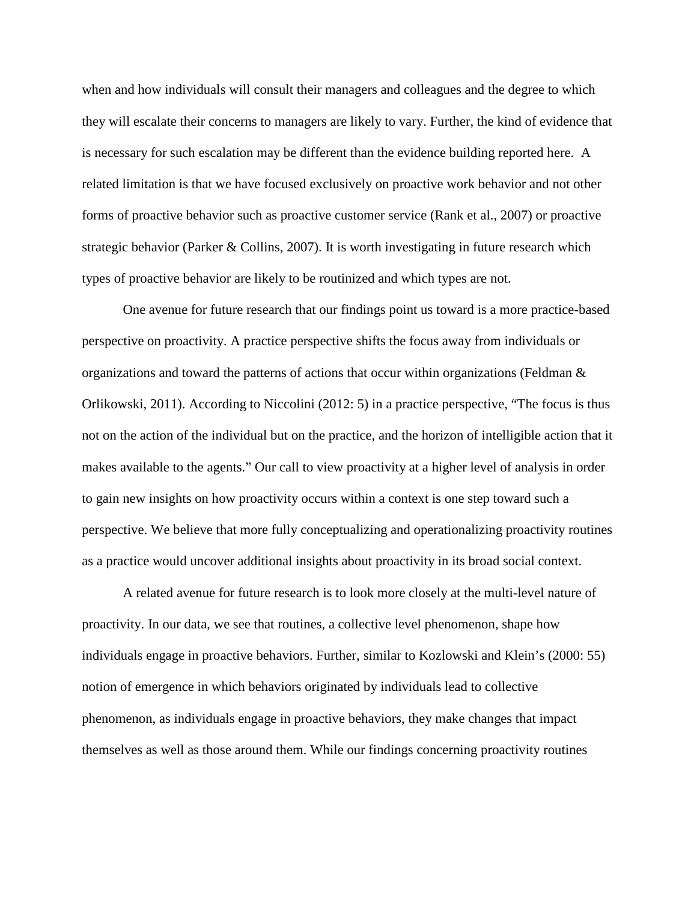when and how individuals will consult their managers and colleagues and the degree to which they will escalate their concerns to managers are likely to vary. Further, the kind of evidence that is necessary for such escalation may be different than the evidence building reported here. A related limitation is that we have focused exclusively on proactive work behavior and not other forms of proactive behavior such as proactive customer service (Rank et al., 2007) or proactive strategic behavior (Parker & Collins, 2007). It is worth investigating in future research which types of proactive behavior are likely to be routinized and which types are not.

One avenue for future research that our findings point us toward is a more practice-based perspective on proactivity. A practice perspective shifts the focus away from individuals or organizations and toward the patterns of actions that occur within organizations (Feldman & Orlikowski, 2011). According to Niccolini (2012: 5) in a practice perspective, "The focus is thus not on the action of the individual but on the practice, and the horizon of intelligible action that it makes available to the agents." Our call to view proactivity at a higher level of analysis in order to gain new insights on how proactivity occurs within a context is one step toward such a perspective. We believe that more fully conceptualizing and operationalizing proactivity routines as a practice would uncover additional insights about proactivity in its broad social context.

A related avenue for future research is to look more closely at the multi-level nature of proactivity. In our data, we see that routines, a collective level phenomenon, shape how individuals engage in proactive behaviors. Further, similar to Kozlowski and Klein's (2000: 55) notion of emergence in which behaviors originated by individuals lead to collective phenomenon, as individuals engage in proactive behaviors, they make changes that impact themselves as well as those around them. While our findings concerning proactivity routines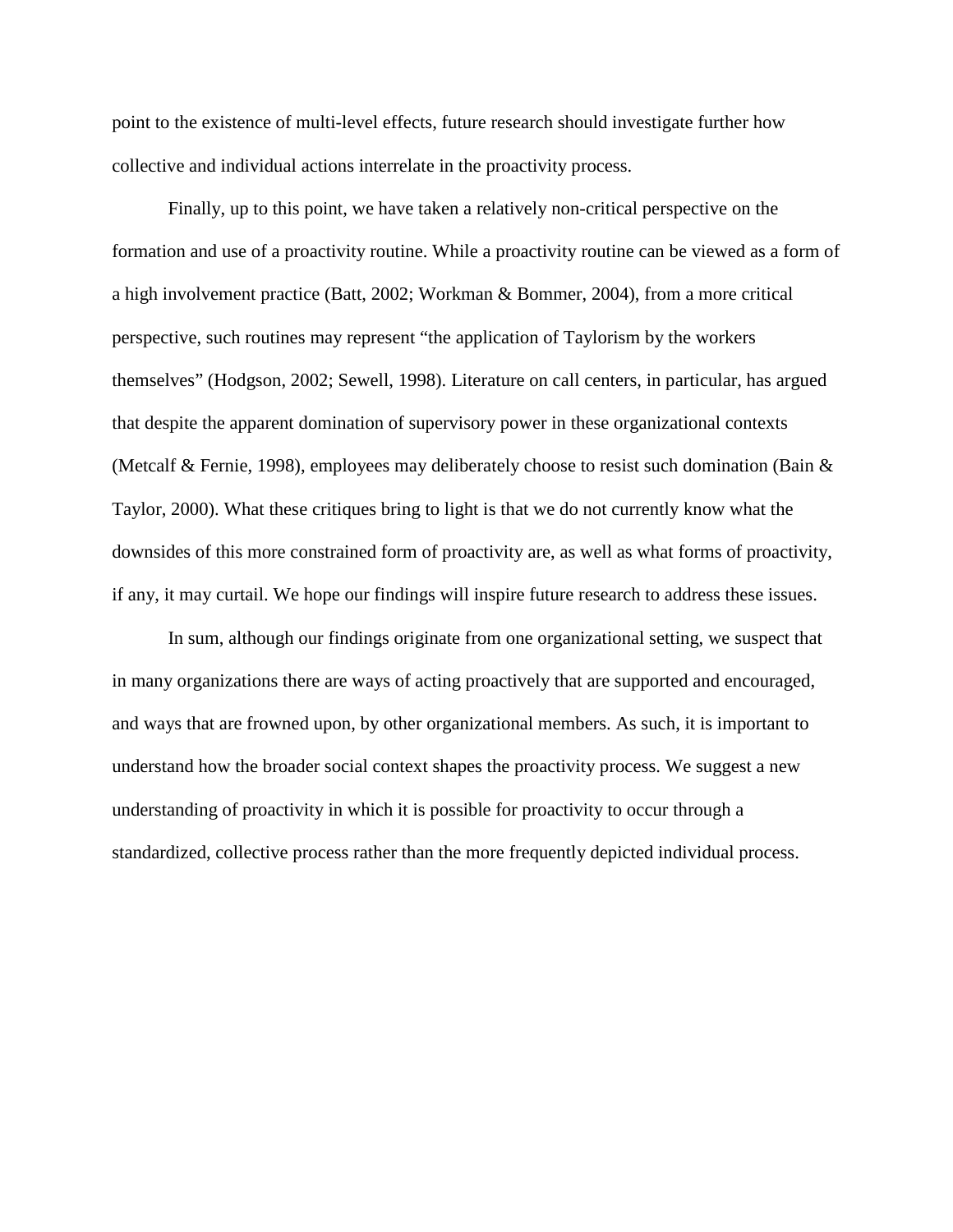point to the existence of multi-level effects, future research should investigate further how collective and individual actions interrelate in the proactivity process.

Finally, up to this point, we have taken a relatively non-critical perspective on the formation and use of a proactivity routine. While a proactivity routine can be viewed as a form of a high involvement practice (Batt, 2002; Workman & Bommer, 2004), from a more critical perspective, such routines may represent "the application of Taylorism by the workers themselves" (Hodgson, 2002; Sewell, 1998). Literature on call centers, in particular, has argued that despite the apparent domination of supervisory power in these organizational contexts (Metcalf & Fernie, 1998), employees may deliberately choose to resist such domination (Bain & Taylor, 2000). What these critiques bring to light is that we do not currently know what the downsides of this more constrained form of proactivity are, as well as what forms of proactivity, if any, it may curtail. We hope our findings will inspire future research to address these issues.

In sum, although our findings originate from one organizational setting, we suspect that in many organizations there are ways of acting proactively that are supported and encouraged, and ways that are frowned upon, by other organizational members. As such, it is important to understand how the broader social context shapes the proactivity process. We suggest a new understanding of proactivity in which it is possible for proactivity to occur through a standardized, collective process rather than the more frequently depicted individual process.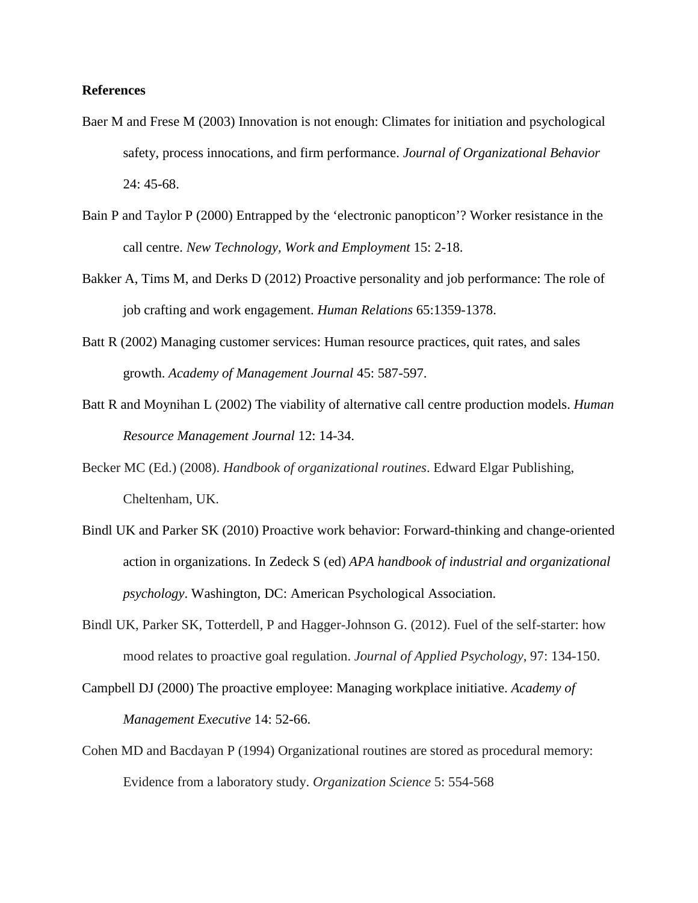**References**

Baer M and Frese M (2003) Innovation is not enough: Climates for initiation and psychological safety, process innocations, and firm performance. *Journal of Organizational Behavior* 24: 45-68.

Bain P and Taylor P (2000) Entrapped by the 'electronic panopticon'? Worker resistance in the call centre. *New Technology, Work and Employment* 15: 2-18.

Bakker A, Tims M, and Derks D (2012) Proactive personality and job performance: The role of job crafting and work engagement. *Human Relations* 65:1359-1378.

Batt R (2002) Managing customer services: Human resource practices, quit rates, and sales growth. *Academy of Management Journal* 45: 587-597.

Batt R and Moynihan L (2002) The viability of alternative call centre production models. *Human Resource Management Journal* 12: 14-34.

Becker MC (Ed.) (2008). *Handbook of organizational routines*. Edward Elgar Publishing, Cheltenham, UK.

Bindl UK and Parker SK (2010) Proactive work behavior: Forward-thinking and change-oriented action in organizations. In Zedeck S (ed) *APA handbook of industrial and organizational psychology*. Washington, DC: American Psychological Association.

Bindl UK, Parker SK, Totterdell, P and Hagger-Johnson G. (2012). Fuel of the self-starter: how mood relates to proactive goal regulation. *Journal of Applied Psychology*, 97: 134-150.

Campbell DJ (2000) The proactive employee: Managing workplace initiative. *Academy of Management Executive* 14: 52-66.

Cohen MD and Bacdayan P (1994) Organizational routines are stored as procedural memory: Evidence from a laboratory study. *Organization Science* 5: 554-568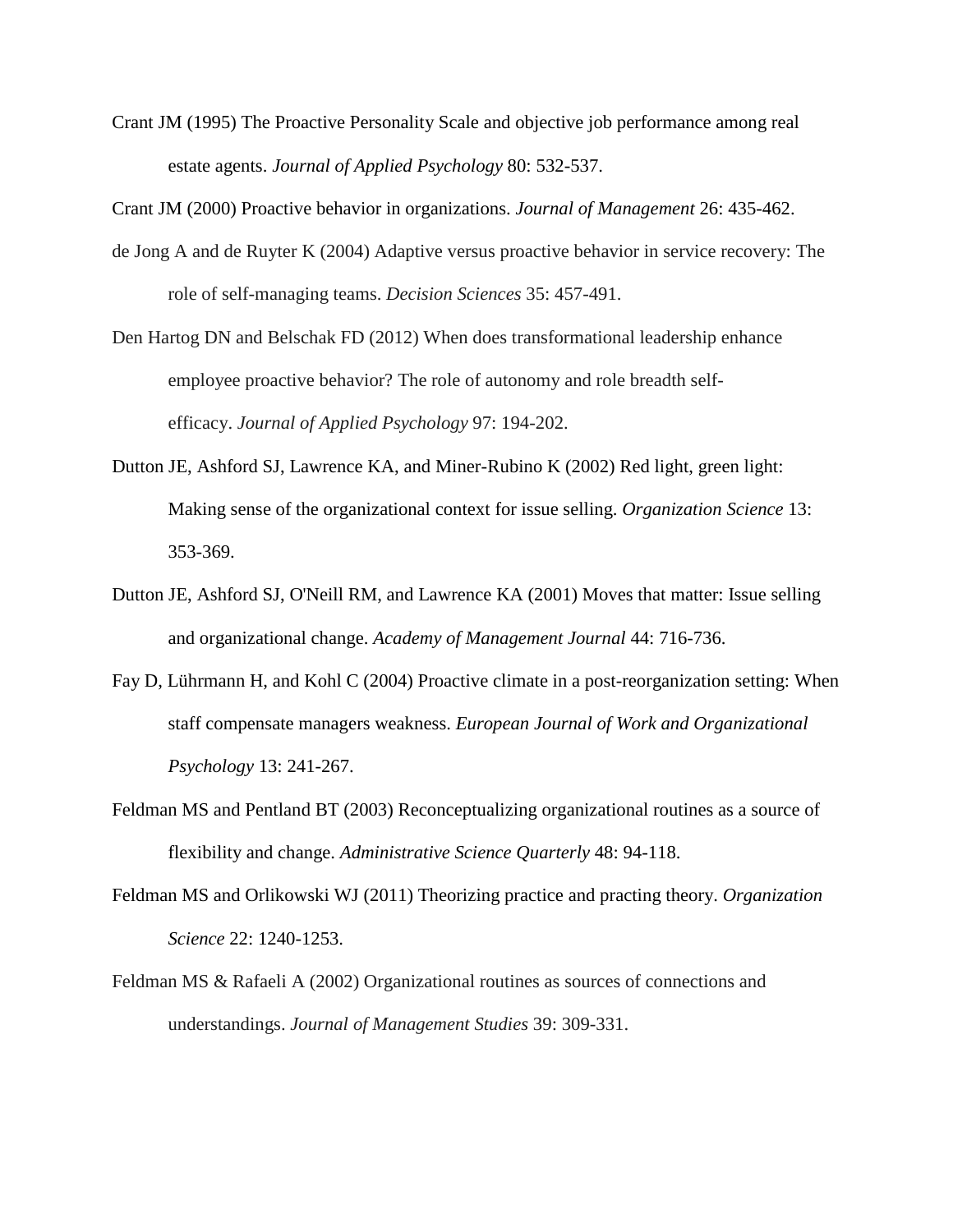Crant JM (1995) The Proactive Personality Scale and objective job performance among real estate agents. *Journal of Applied Psychology* 80: 532-537.

Crant JM (2000) Proactive behavior in organizations. *Journal of Management* 26: 435-462.

de Jong A and de Ruyter K (2004) Adaptive versus proactive behavior in service recovery: The role of self-managing teams. *Decision Sciences* 35: 457-491.

Den Hartog DN and Belschak FD (2012) When does transformational leadership enhance employee proactive behavior? The role of autonomy and role breadth self-efficacy. *Journal of Applied Psychology* 97: 194-202.

Dutton JE, Ashford SJ, Lawrence KA, and Miner-Rubino K (2002) Red light, green light: Making sense of the organizational context for issue selling. *Organization Science* 13: 353-369.

Dutton JE, Ashford SJ, O'Neill RM, and Lawrence KA (2001) Moves that matter: Issue selling and organizational change. *Academy of Management Journal* 44: 716-736.

Fay D, Lührmann H, and Kohl C (2004) Proactive climate in a post-reorganization setting: When staff compensate managers weakness. *European Journal of Work and Organizational Psychology* 13: 241-267.

Feldman MS and Pentland BT (2003) Reconceptualizing organizational routines as a source of flexibility and change. *Administrative Science Quarterly* 48: 94-118.

Feldman MS and Orlikowski WJ (2011) Theorizing practice and practing theory. *Organization Science* 22: 1240-1253.

Feldman MS & Rafaeli A (2002) Organizational routines as sources of connections and understandings. *Journal of Management Studies* 39: 309-331.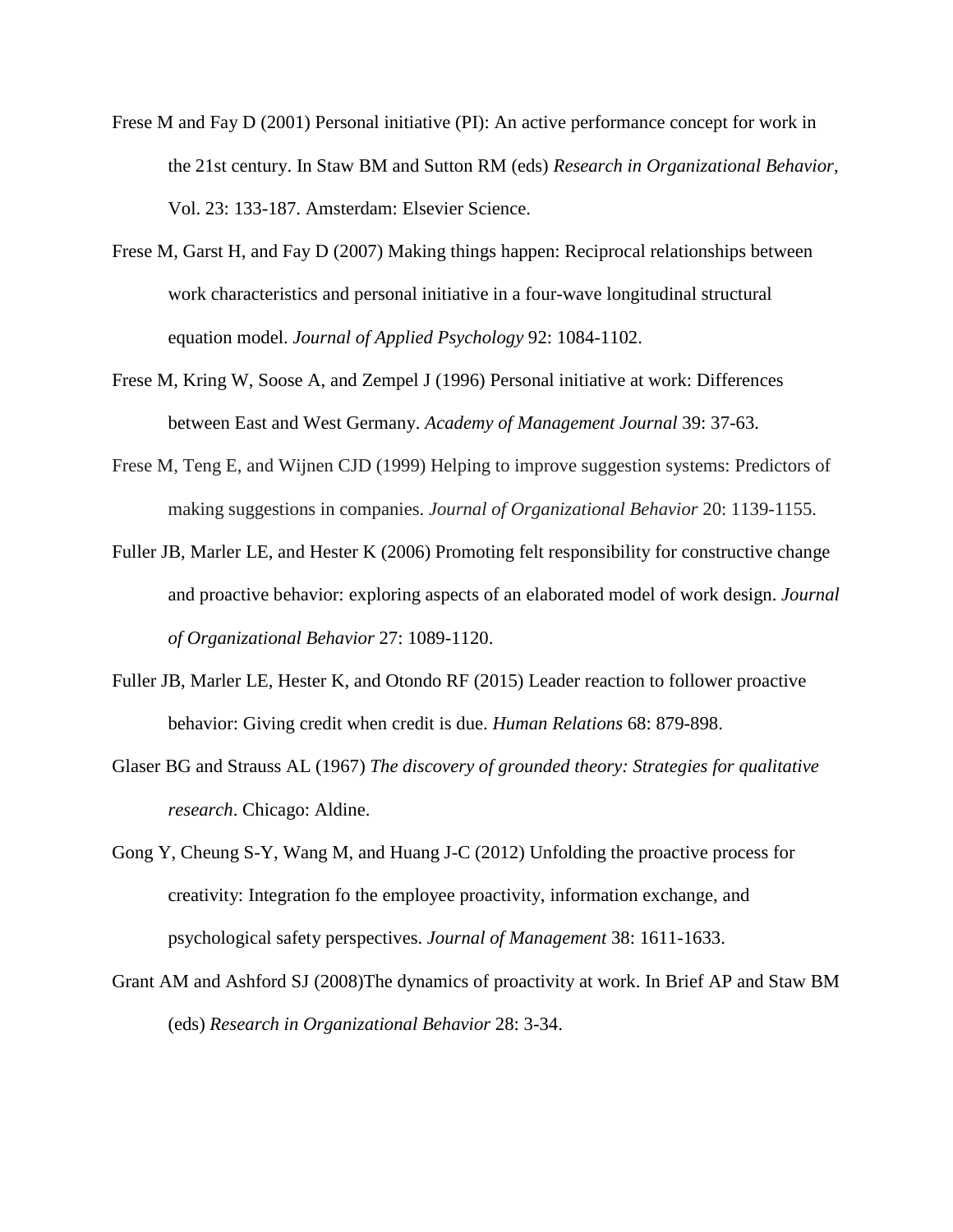Frese M and Fay D (2001) Personal initiative (PI): An active performance concept for work in the 21st century. In Staw BM and Sutton RM (eds) *Research in Organizational Behavior*, Vol. 23: 133-187. Amsterdam: Elsevier Science.

Frese M, Garst H, and Fay D (2007) Making things happen: Reciprocal relationships between work characteristics and personal initiative in a four-wave longitudinal structural equation model. *Journal of Applied Psychology* 92: 1084-1102.

Frese M, Kring W, Soose A, and Zempel J (1996) Personal initiative at work: Differences between East and West Germany. *Academy of Management Journal* 39: 37-63.

Frese M, Teng E, and Wijnen CJD (1999) Helping to improve suggestion systems: Predictors of making suggestions in companies. *Journal of Organizational Behavior* 20: 1139-1155.

Fuller JB, Marler LE, and Hester K (2006) Promoting felt responsibility for constructive change and proactive behavior: exploring aspects of an elaborated model of work design. *Journal of Organizational Behavior* 27: 1089-1120.

Fuller JB, Marler LE, Hester K, and Otondo RF (2015) Leader reaction to follower proactive behavior: Giving credit when credit is due. *Human Relations* 68: 879-898.

Glaser BG and Strauss AL (1967) *The discovery of grounded theory: Strategies for qualitative research*. Chicago: Aldine.

Gong Y, Cheung S-Y, Wang M, and Huang J-C (2012) Unfolding the proactive process for creativity: Integration fo the employee proactivity, information exchange, and psychological safety perspectives. *Journal of Management* 38: 1611-1633.

Grant AM and Ashford SJ (2008)The dynamics of proactivity at work. In Brief AP and Staw BM (eds) *Research in Organizational Behavior* 28: 3-34.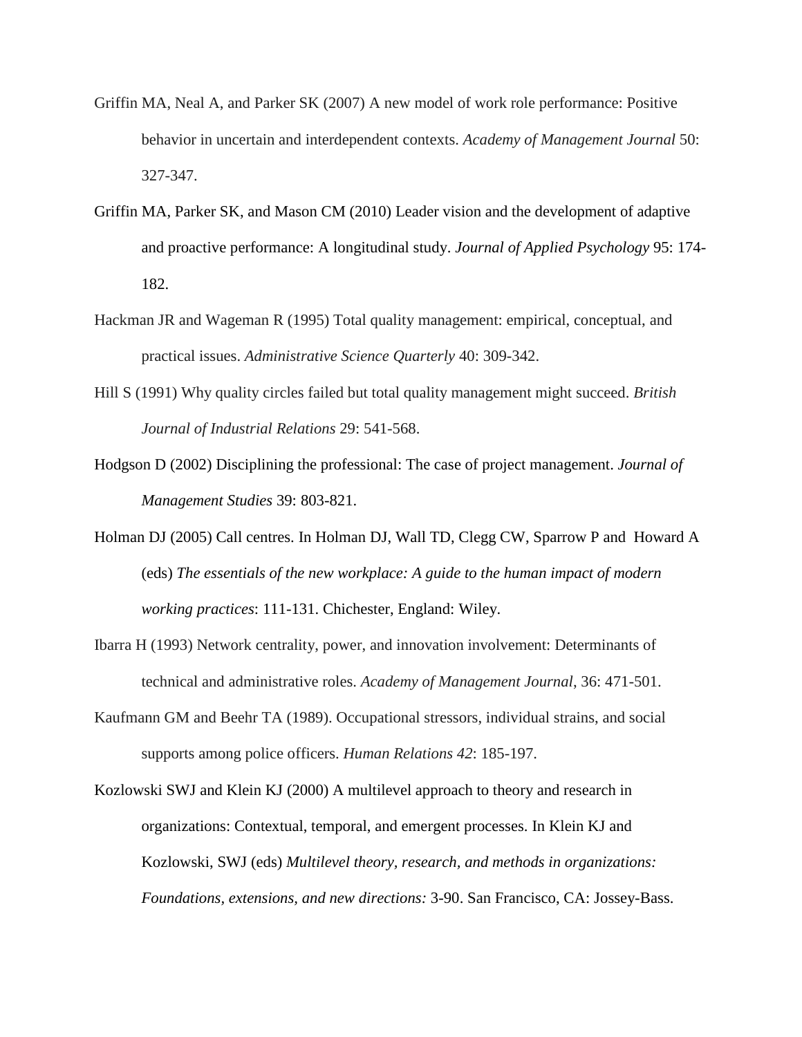Griffin MA, Neal A, and Parker SK (2007) A new model of work role performance: Positive behavior in uncertain and interdependent contexts. *Academy of Management Journal* 50: 327-347.

Griffin MA, Parker SK, and Mason CM (2010) Leader vision and the development of adaptive and proactive performance: A longitudinal study. *Journal of Applied Psychology* 95: 174-182.

Hackman JR and Wageman R (1995) Total quality management: empirical, conceptual, and practical issues. *Administrative Science Quarterly* 40: 309-342.

Hill S (1991) Why quality circles failed but total quality management might succeed. *British Journal of Industrial Relations* 29: 541-568.

Hodgson D (2002) Disciplining the professional: The case of project management. *Journal of Management Studies* 39: 803-821.

Holman DJ (2005) Call centres. In Holman DJ, Wall TD, Clegg CW, Sparrow P and Howard A (eds) *The essentials of the new workplace: A guide to the human impact of modern working practices*: 111-131. Chichester, England: Wiley.

Ibarra H (1993) Network centrality, power, and innovation involvement: Determinants of technical and administrative roles. *Academy of Management Journal*, 36: 471-501.

Kaufmann GM and Beehr TA (1989). Occupational stressors, individual strains, and social supports among police officers. *Human Relations 42*: 185-197.

Kozlowski SWJ and Klein KJ (2000) A multilevel approach to theory and research in organizations: Contextual, temporal, and emergent processes. In Klein KJ and Kozlowski, SWJ (eds) *Multilevel theory, research, and methods in organizations: Foundations, extensions, and new directions:* 3-90. San Francisco, CA: Jossey-Bass.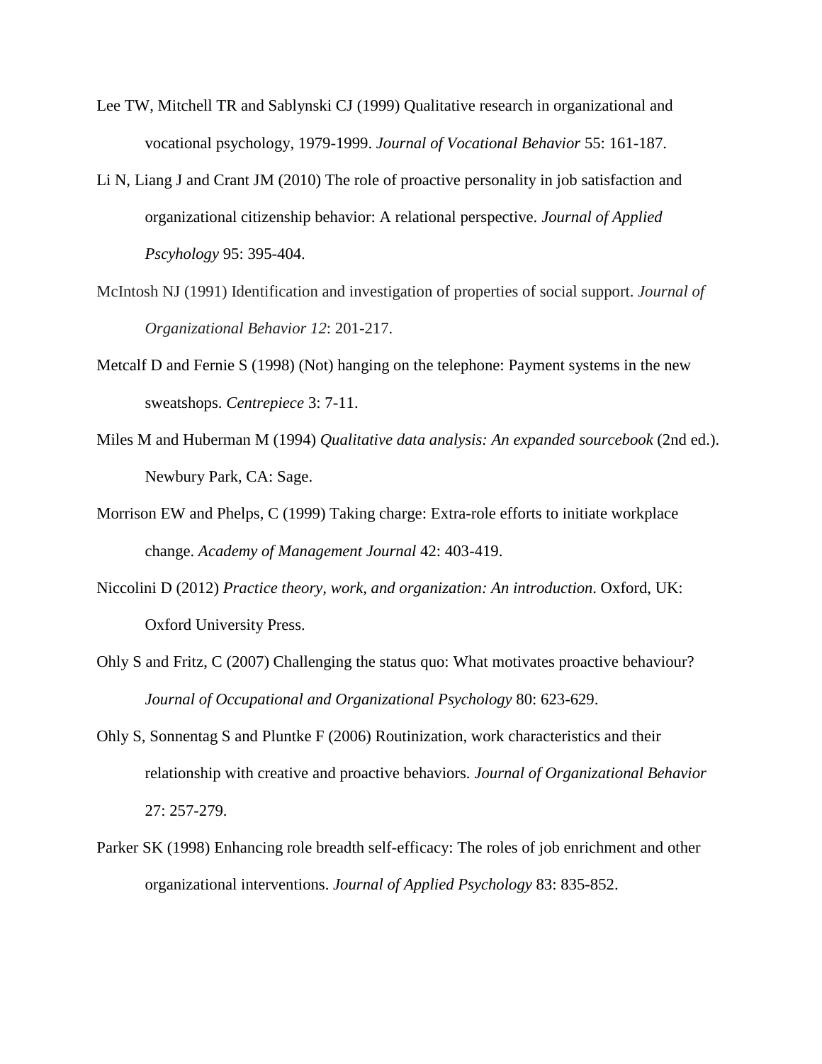Lee TW, Mitchell TR and Sablynski CJ (1999) Qualitative research in organizational and vocational psychology, 1979-1999. *Journal of Vocational Behavior* 55: 161-187.

Li N, Liang J and Crant JM (2010) The role of proactive personality in job satisfaction and organizational citizenship behavior: A relational perspective. *Journal of Applied Pscyhology* 95: 395-404.

McIntosh NJ (1991) Identification and investigation of properties of social support. *Journal of Organizational Behavior 12*: 201-217.

Metcalf D and Fernie S (1998) (Not) hanging on the telephone: Payment systems in the new sweatshops. *Centrepiece* 3: 7-11.

Miles M and Huberman M (1994) *Qualitative data analysis: An expanded sourcebook* (2nd ed.). Newbury Park, CA: Sage.

Morrison EW and Phelps, C (1999) Taking charge: Extra-role efforts to initiate workplace change. *Academy of Management Journal* 42: 403-419.

Niccolini D (2012) *Practice theory, work, and organization: An introduction*. Oxford, UK: Oxford University Press.

Ohly S and Fritz, C (2007) Challenging the status quo: What motivates proactive behaviour? *Journal of Occupational and Organizational Psychology* 80: 623-629.

Ohly S, Sonnentag S and Pluntke F (2006) Routinization, work characteristics and their relationship with creative and proactive behaviors. *Journal of Organizational Behavior* 27: 257-279.

Parker SK (1998) Enhancing role breadth self-efficacy: The roles of job enrichment and other organizational interventions. *Journal of Applied Psychology* 83: 835-852.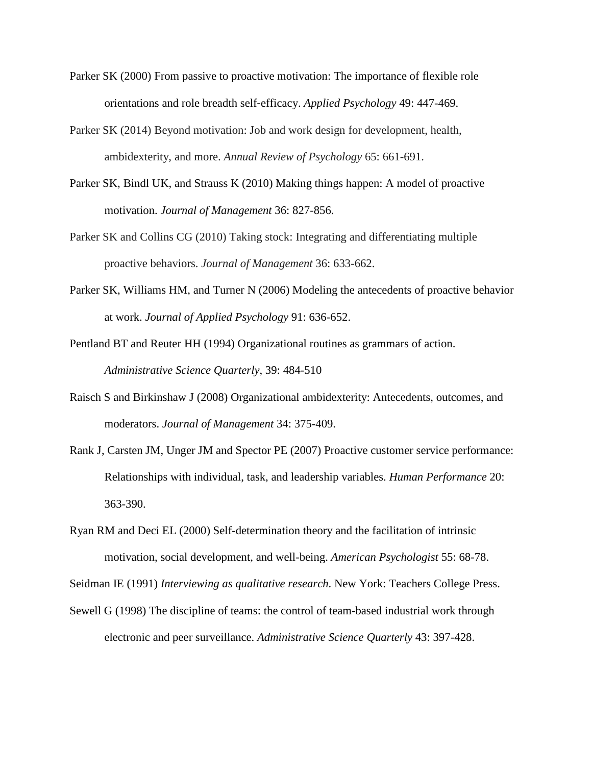Parker SK (2000) From passive to proactive motivation: The importance of flexible role orientations and role breadth self-efficacy. *Applied Psychology* 49: 447-469.

Parker SK (2014) Beyond motivation: Job and work design for development, health, ambidexterity, and more. *Annual Review of Psychology* 65: 661-691.

Parker SK, Bindl UK, and Strauss K (2010) Making things happen: A model of proactive motivation. *Journal of Management* 36: 827-856.

Parker SK and Collins CG (2010) Taking stock: Integrating and differentiating multiple proactive behaviors. *Journal of Management* 36: 633-662.

Parker SK, Williams HM, and Turner N (2006) Modeling the antecedents of proactive behavior at work. *Journal of Applied Psychology* 91: 636-652.

Pentland BT and Reuter HH (1994) Organizational routines as grammars of action. *Administrative Science Quarterly*, 39: 484-510

Raisch S and Birkinshaw J (2008) Organizational ambidexterity: Antecedents, outcomes, and moderators. *Journal of Management* 34: 375-409.

Rank J, Carsten JM, Unger JM and Spector PE (2007) Proactive customer service performance: Relationships with individual, task, and leadership variables. *Human Performance* 20: 363-390.

Ryan RM and Deci EL (2000) Self-determination theory and the facilitation of intrinsic motivation, social development, and well-being. *American Psychologist* 55: 68-78.

Seidman IE (1991) *Interviewing as qualitative research*. New York: Teachers College Press.

Sewell G (1998) The discipline of teams: the control of team-based industrial work through electronic and peer surveillance. *Administrative Science Quarterly* 43: 397-428.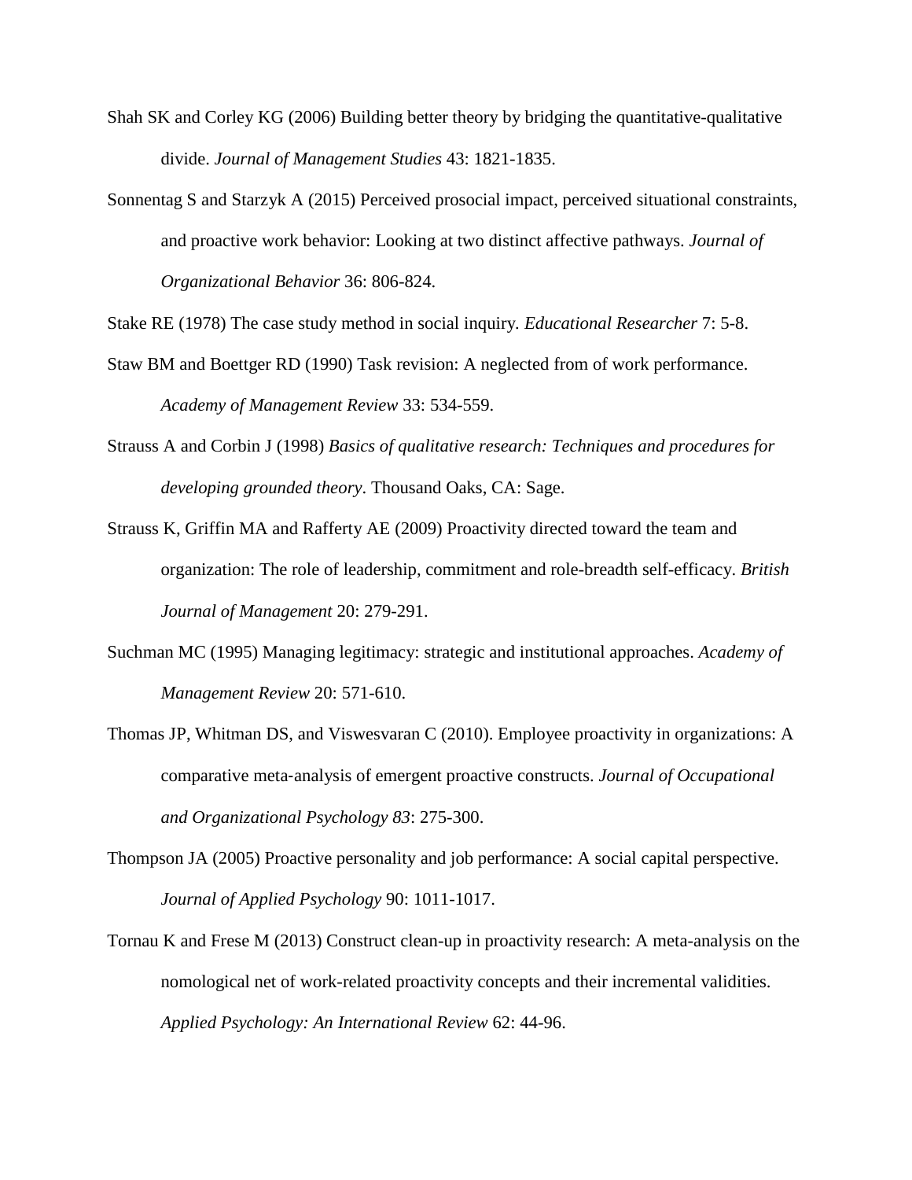Shah SK and Corley KG (2006) Building better theory by bridging the quantitative-qualitative divide. *Journal of Management Studies* 43: 1821-1835.

Sonnentag S and Starzyk A (2015) Perceived prosocial impact, perceived situational constraints, and proactive work behavior: Looking at two distinct affective pathways. *Journal of Organizational Behavior* 36: 806-824.

Stake RE (1978) The case study method in social inquiry. *Educational Researcher* 7: 5-8.

Staw BM and Boettger RD (1990) Task revision: A neglected from of work performance. *Academy of Management Review* 33: 534-559.

Strauss A and Corbin J (1998) *Basics of qualitative research: Techniques and procedures for developing grounded theory*. Thousand Oaks, CA: Sage.

Strauss K, Griffin MA and Rafferty AE (2009) Proactivity directed toward the team and organization: The role of leadership, commitment and role-breadth self-efficacy. *British Journal of Management* 20: 279-291.

Suchman MC (1995) Managing legitimacy: strategic and institutional approaches. *Academy of Management Review* 20: 571-610.

Thomas JP, Whitman DS, and Viswesvaran C (2010). Employee proactivity in organizations: A comparative meta-analysis of emergent proactive constructs. *Journal of Occupational and Organizational Psychology 83*: 275-300.

Thompson JA (2005) Proactive personality and job performance: A social capital perspective. *Journal of Applied Psychology* 90: 1011-1017.

Tornau K and Frese M (2013) Construct clean-up in proactivity research: A meta-analysis on the nomological net of work-related proactivity concepts and their incremental validities. *Applied Psychology: An International Review* 62: 44-96.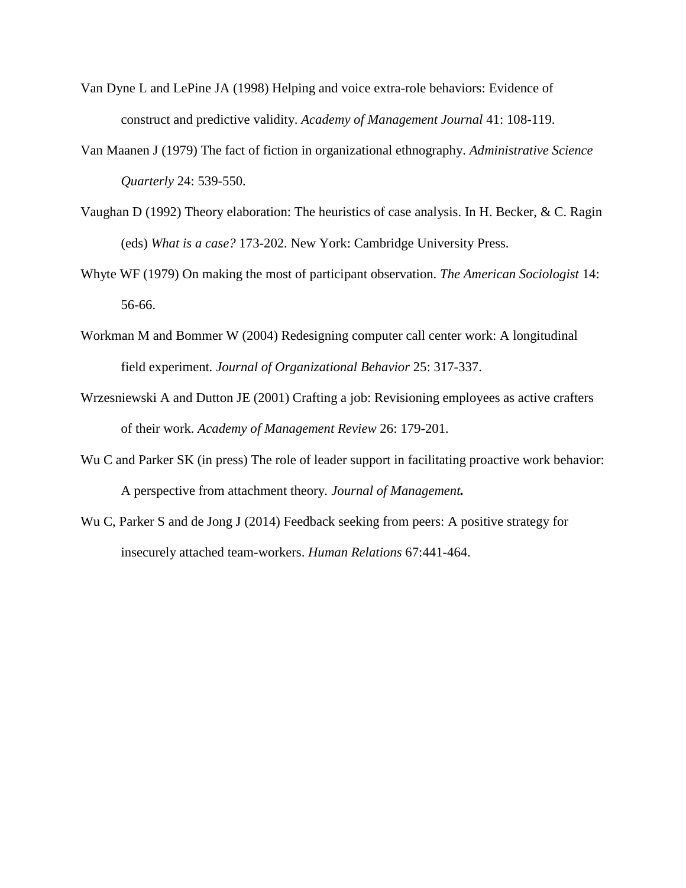Van Dyne L and LePine JA (1998) Helping and voice extra-role behaviors: Evidence of construct and predictive validity. *Academy of Management Journal* 41: 108-119.

Van Maanen J (1979) The fact of fiction in organizational ethnography. *Administrative Science Quarterly* 24: 539-550.

Vaughan D (1992) Theory elaboration: The heuristics of case analysis. In H. Becker, & C. Ragin (eds) *What is a case?* 173-202. New York: Cambridge University Press.

Whyte WF (1979) On making the most of participant observation. *The American Sociologist* 14: 56-66.

Workman M and Bommer W (2004) Redesigning computer call center work: A longitudinal field experiment*. Journal of Organizational Behavior* 25: 317-337.

Wrzesniewski A and Dutton JE (2001) Crafting a job: Revisioning employees as active crafters of their work. *Academy of Management Review* 26: 179-201.

Wu C and Parker SK (in press) The role of leader support in facilitating proactive work behavior: A perspective from attachment theory*. Journal of Management**.***

Wu C, Parker S and de Jong J (2014) Feedback seeking from peers: A positive strategy for insecurely attached team-workers. *Human Relations* 67:441-464.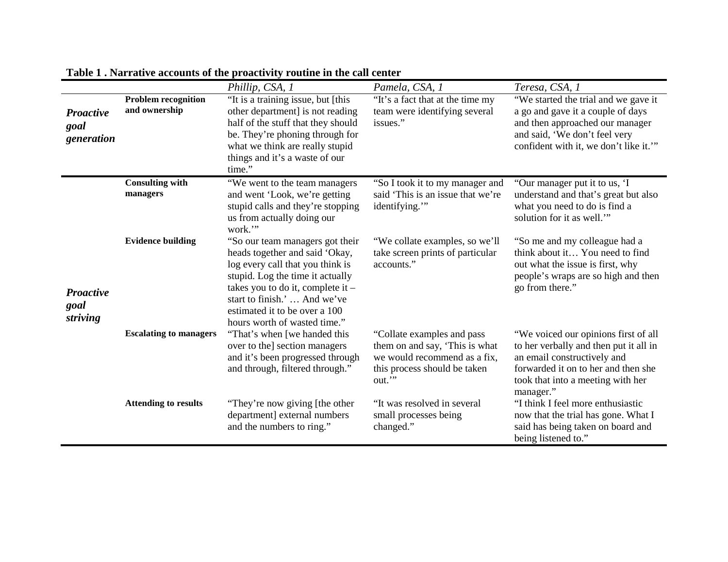**Table 1 . Narrative accounts of the proactivity routine in the call center**

| | | *Phillip, CSA, 1* | *Pamela, CSA, 1* | *Teresa, CSA, 1* |
|---|---|---|---|---|
| ***Proactive goal generation*** | **Problem recognition and ownership** | "It is a training issue, but [this other department] is not reading half of the stuff that they should be. They're phoning through for what we think are really stupid things and it's a waste of our time." | "It's a fact that at the time my team were identifying several issues." | "We started the trial and we gave it a go and gave it a couple of days and then approached our manager and said, 'We don't feel very confident with it, we don't like it.'" |
| ***Proactive goal striving*** | **Consulting with managers** | "We went to the team managers and went 'Look, we're getting stupid calls and they're stopping us from actually doing our work.'" | "So I took it to my manager and said 'This is an issue that we're identifying.'" | "Our manager put it to us, 'I understand and that's great but also what you need to do is find a solution for it as well.'" |
| | **Evidence building** | "So our team managers got their heads together and said 'Okay, log every call that you think is stupid. Log the time it actually takes you to do it, complete it – start to finish.' … And we've estimated it to be over a 100 hours worth of wasted time." | "We collate examples, so we'll take screen prints of particular accounts." | "So me and my colleague had a think about it… You need to find out what the issue is first, why people's wraps are so high and then go from there." |
| | **Escalating to managers** | "That's when [we handed this over to the] section managers and it's been progressed through and through, filtered through." | "Collate examples and pass them on and say, 'This is what we would recommend as a fix, this process should be taken out.'" | "We voiced our opinions first of all to her verbally and then put it all in an email constructively and forwarded it on to her and then she took that into a meeting with her manager." |
| | **Attending to results** | "They're now giving [the other department] external numbers and the numbers to ring." | "It was resolved in several small processes being changed." | "I think I feel more enthusiastic now that the trial has gone. What I said has being taken on board and being listened to." |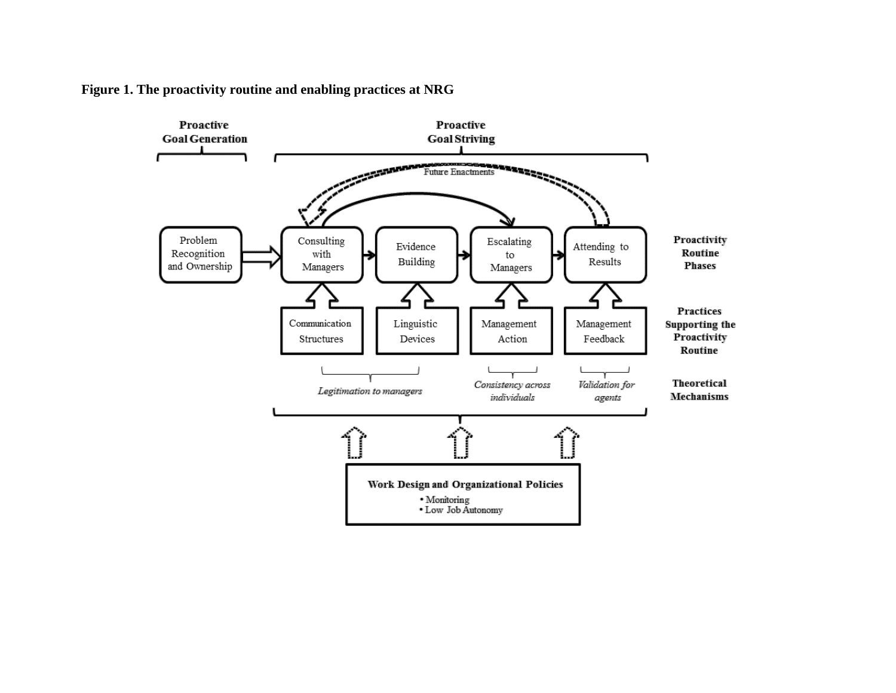**Figure 1. The proactivity routine and enabling practices at NRG**

Proactive Goal Generation

Proactive Goal Striving

Future Enactments

Problem Recognition and Ownership

Consulting with Managers

Evidence Building

Escalating to Managers

Attending to Results

Proactivity Routine Phases

Communication Structures

Linguistic Devices

Management Action

Management Feedback

Practices Supporting the Proactivity Routine

*Legitimation to managers*

*Consistency across individuals*

*Validation for agents*

Theoretical Mechanisms

Work Design and Organizational Policies

- Monitoring
- Low Job Autonomy